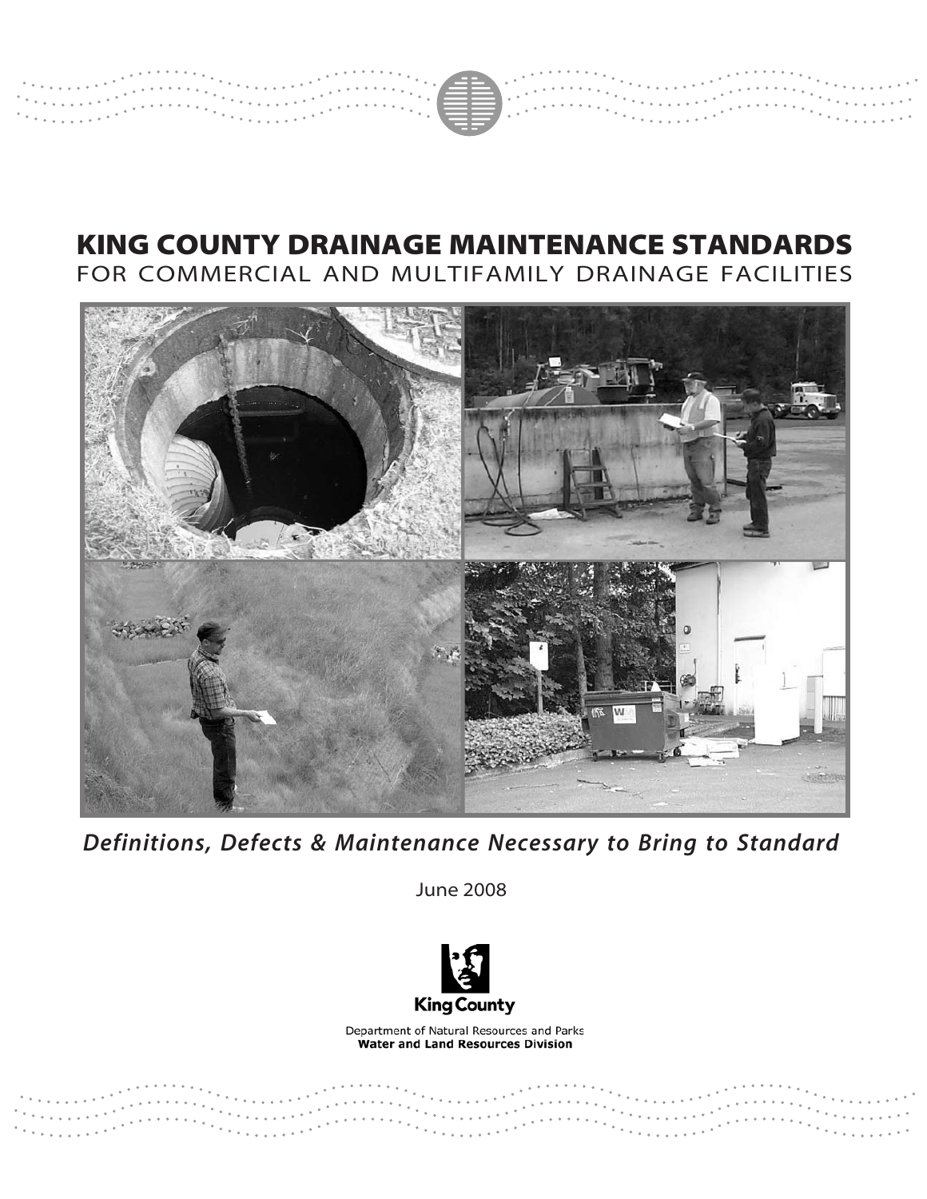# KING COUNTY DRAINAGE MAINTENANCE STANDARDS

## FOR COMMERCIAL AND MULTIFAMILY DRAINAGE FACILITIES

***Definitions, Defects & Maintenance Necessary to Bring to Standard***

June 2008

King County

Department of Natural Resources and Parks
**Water and Land Resources Division**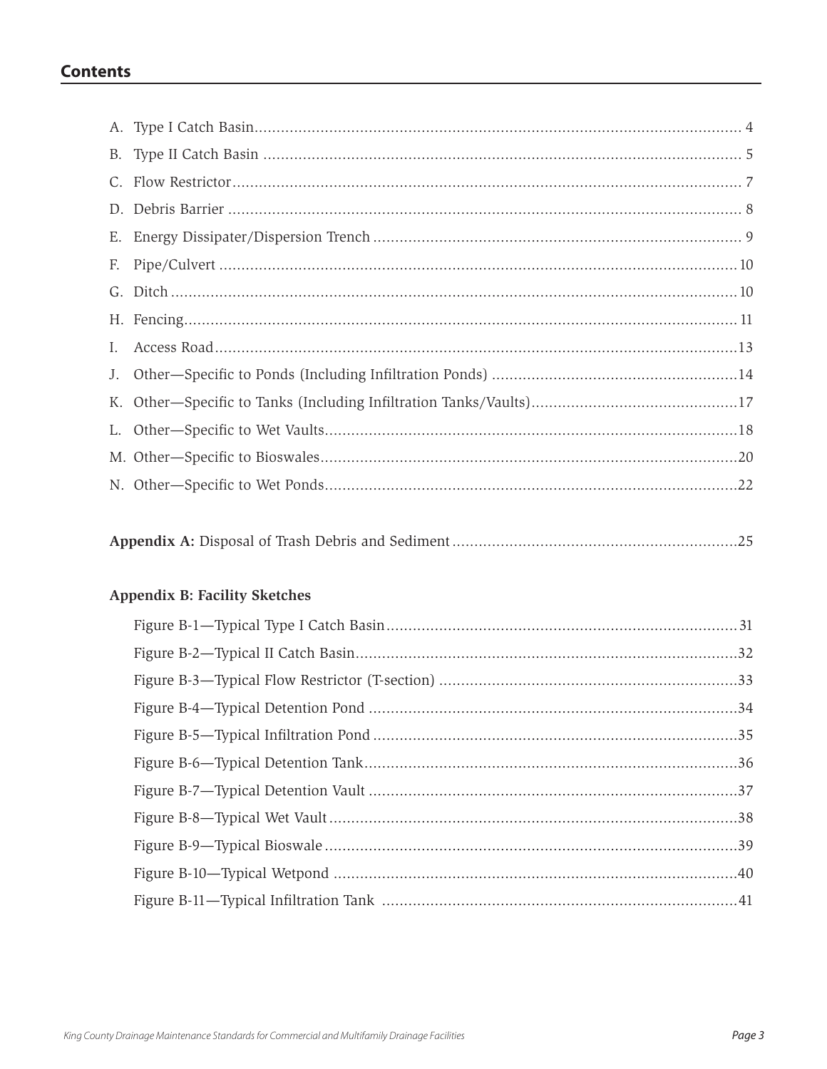## Contents

A. Type I Catch Basin .......... 4

B. Type II Catch Basin .......... 5

C. Flow Restrictor .......... 7

D. Debris Barrier .......... 8

E. Energy Dissipater/Dispersion Trench .......... 9

F. Pipe/Culvert .......... 10

G. Ditch .......... 10

H. Fencing .......... 11

I. Access Road .......... 13

J. Other—Specific to Ponds (Including Infiltration Ponds) .......... 14

K. Other—Specific to Tanks (Including Infiltration Tanks/Vaults) .......... 17

L. Other—Specific to Wet Vaults .......... 18

M. Other—Specific to Bioswales .......... 20

N. Other—Specific to Wet Ponds .......... 22

**Appendix A:** Disposal of Trash Debris and Sediment .......... 25

**Appendix B: Facility Sketches**

Figure B-1—Typical Type I Catch Basin .......... 31

Figure B-2—Typical II Catch Basin .......... 32

Figure B-3—Typical Flow Restrictor (T-section) .......... 33

Figure B-4—Typical Detention Pond .......... 34

Figure B-5—Typical Infiltration Pond .......... 35

Figure B-6—Typical Detention Tank .......... 36

Figure B-7—Typical Detention Vault .......... 37

Figure B-8—Typical Wet Vault .......... 38

Figure B-9—Typical Bioswale .......... 39

Figure B-10—Typical Wetpond .......... 40

Figure B-11—Typical Infiltration Tank .......... 41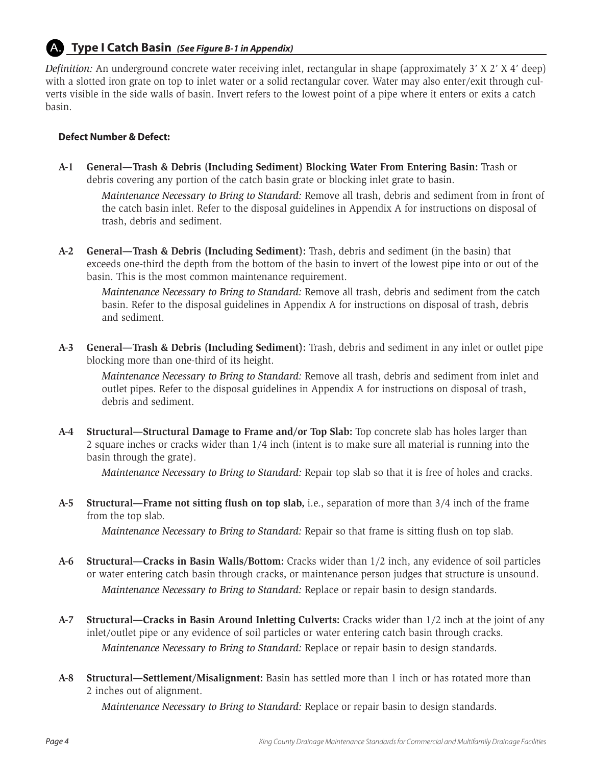## A. Type I Catch Basin *(See Figure B-1 in Appendix)*

*Definition:* An underground concrete water receiving inlet, rectangular in shape (approximately 3' X 2' X 4' deep) with a slotted iron grate on top to inlet water or a solid rectangular cover. Water may also enter/exit through culverts visible in the side walls of basin. Invert refers to the lowest point of a pipe where it enters or exits a catch basin.

**Defect Number & Defect:**

**A-1 General—Trash & Debris (Including Sediment) Blocking Water From Entering Basin:** Trash or debris covering any portion of the catch basin grate or blocking inlet grate to basin.

*Maintenance Necessary to Bring to Standard:* Remove all trash, debris and sediment from in front of the catch basin inlet. Refer to the disposal guidelines in Appendix A for instructions on disposal of trash, debris and sediment.

**A-2 General—Trash & Debris (Including Sediment):** Trash, debris and sediment (in the basin) that exceeds one-third the depth from the bottom of the basin to invert of the lowest pipe into or out of the basin. This is the most common maintenance requirement.

*Maintenance Necessary to Bring to Standard:* Remove all trash, debris and sediment from the catch basin. Refer to the disposal guidelines in Appendix A for instructions on disposal of trash, debris and sediment.

**A-3 General—Trash & Debris (Including Sediment):** Trash, debris and sediment in any inlet or outlet pipe blocking more than one-third of its height.

*Maintenance Necessary to Bring to Standard:* Remove all trash, debris and sediment from inlet and outlet pipes. Refer to the disposal guidelines in Appendix A for instructions on disposal of trash, debris and sediment.

**A-4 Structural—Structural Damage to Frame and/or Top Slab:** Top concrete slab has holes larger than 2 square inches or cracks wider than 1/4 inch (intent is to make sure all material is running into the basin through the grate).

*Maintenance Necessary to Bring to Standard:* Repair top slab so that it is free of holes and cracks.

**A-5 Structural—Frame not sitting flush on top slab,** i.e., separation of more than 3/4 inch of the frame from the top slab.

*Maintenance Necessary to Bring to Standard:* Repair so that frame is sitting flush on top slab.

**A-6 Structural—Cracks in Basin Walls/Bottom:** Cracks wider than 1/2 inch, any evidence of soil particles or water entering catch basin through cracks, or maintenance person judges that structure is unsound.

*Maintenance Necessary to Bring to Standard:* Replace or repair basin to design standards.

**A-7 Structural—Cracks in Basin Around Inletting Culverts:** Cracks wider than 1/2 inch at the joint of any inlet/outlet pipe or any evidence of soil particles or water entering catch basin through cracks.

*Maintenance Necessary to Bring to Standard:* Replace or repair basin to design standards.

**A-8 Structural—Settlement/Misalignment:** Basin has settled more than 1 inch or has rotated more than 2 inches out of alignment.

*Maintenance Necessary to Bring to Standard:* Replace or repair basin to design standards.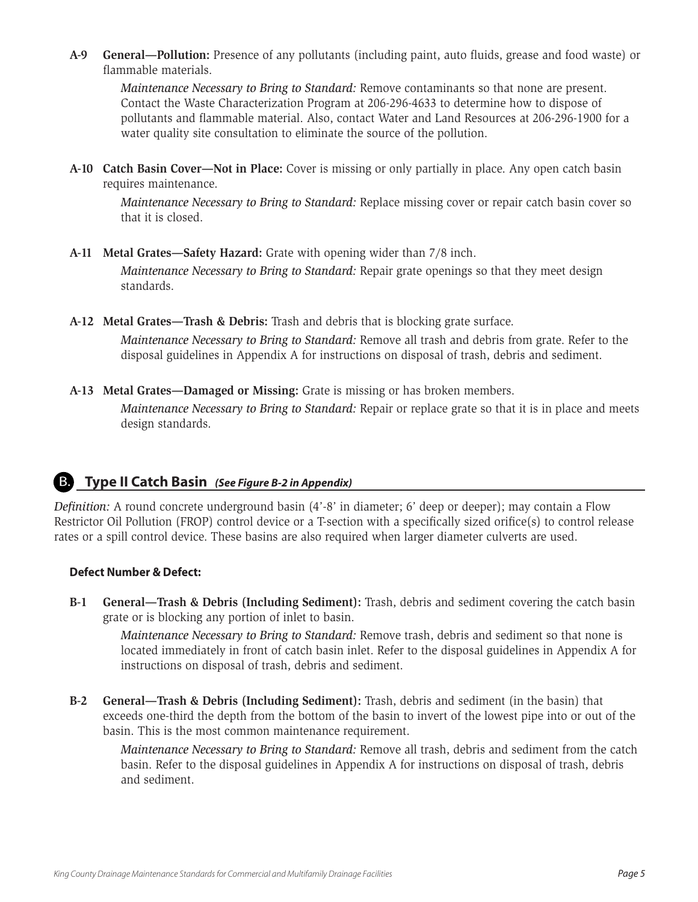**A-9 General—Pollution:** Presence of any pollutants (including paint, auto fluids, grease and food waste) or flammable materials.

*Maintenance Necessary to Bring to Standard:* Remove contaminants so that none are present. Contact the Waste Characterization Program at 206-296-4633 to determine how to dispose of pollutants and flammable material. Also, contact Water and Land Resources at 206-296-1900 for a water quality site consultation to eliminate the source of the pollution.

**A-10 Catch Basin Cover—Not in Place:** Cover is missing or only partially in place. Any open catch basin requires maintenance.

*Maintenance Necessary to Bring to Standard:* Replace missing cover or repair catch basin cover so that it is closed.

**A-11 Metal Grates—Safety Hazard:** Grate with opening wider than 7/8 inch.

*Maintenance Necessary to Bring to Standard:* Repair grate openings so that they meet design standards.

**A-12 Metal Grates—Trash & Debris:** Trash and debris that is blocking grate surface.

*Maintenance Necessary to Bring to Standard:* Remove all trash and debris from grate. Refer to the disposal guidelines in Appendix A for instructions on disposal of trash, debris and sediment.

**A-13 Metal Grates—Damaged or Missing:** Grate is missing or has broken members.

*Maintenance Necessary to Bring to Standard:* Repair or replace grate so that it is in place and meets design standards.

## B. Type II Catch Basin *(See Figure B-2 in Appendix)*

*Definition:* A round concrete underground basin (4'-8' in diameter; 6' deep or deeper); may contain a Flow Restrictor Oil Pollution (FROP) control device or a T-section with a specifically sized orifice(s) to control release rates or a spill control device. These basins are also required when larger diameter culverts are used.

#### Defect Number & Defect:

**B-1 General—Trash & Debris (Including Sediment):** Trash, debris and sediment covering the catch basin grate or is blocking any portion of inlet to basin.

*Maintenance Necessary to Bring to Standard:* Remove trash, debris and sediment so that none is located immediately in front of catch basin inlet. Refer to the disposal guidelines in Appendix A for instructions on disposal of trash, debris and sediment.

**B-2 General—Trash & Debris (Including Sediment):** Trash, debris and sediment (in the basin) that exceeds one-third the depth from the bottom of the basin to invert of the lowest pipe into or out of the basin. This is the most common maintenance requirement.

*Maintenance Necessary to Bring to Standard:* Remove all trash, debris and sediment from the catch basin. Refer to the disposal guidelines in Appendix A for instructions on disposal of trash, debris and sediment.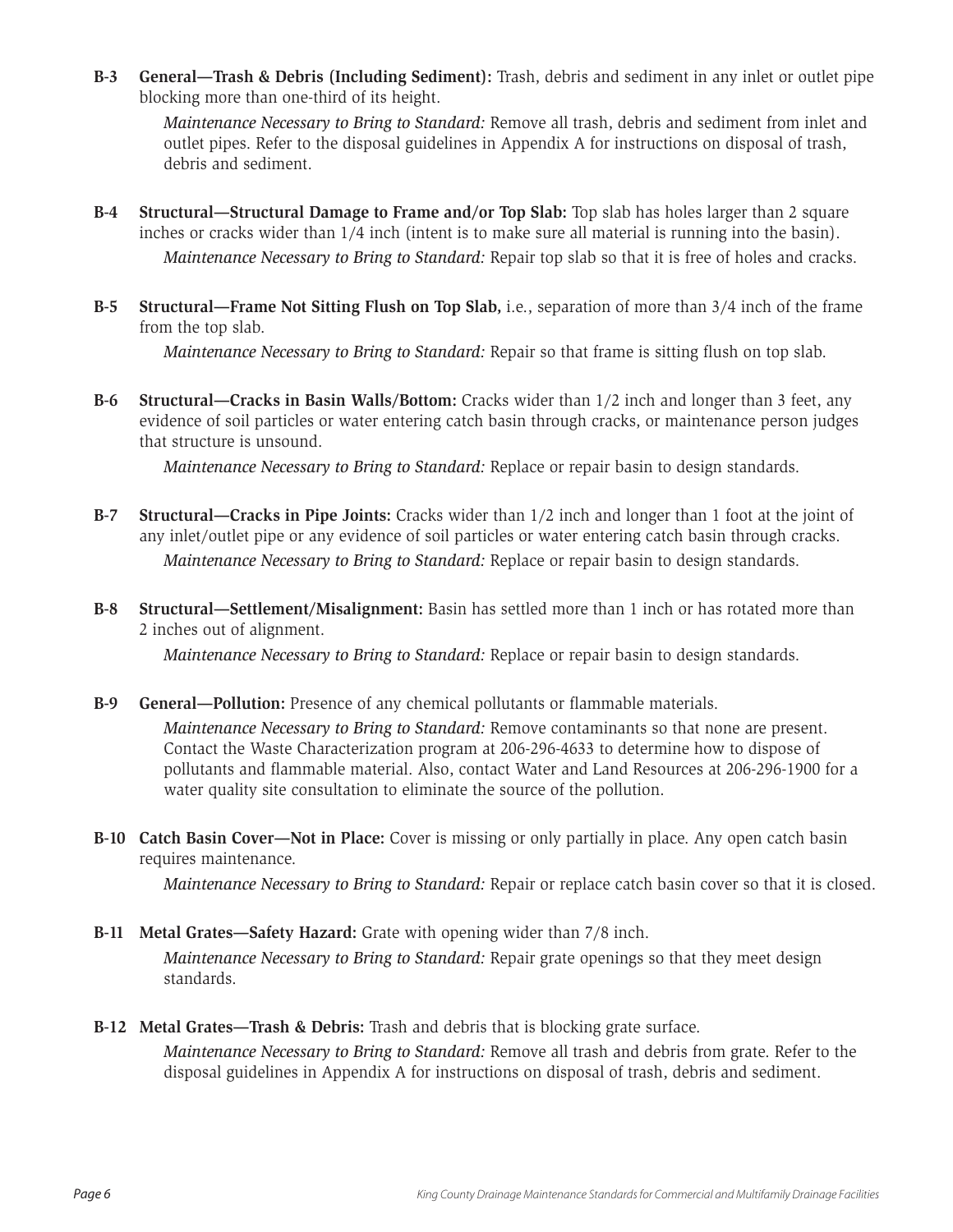**B-3 General—Trash & Debris (Including Sediment):** Trash, debris and sediment in any inlet or outlet pipe blocking more than one-third of its height.

*Maintenance Necessary to Bring to Standard:* Remove all trash, debris and sediment from inlet and outlet pipes. Refer to the disposal guidelines in Appendix A for instructions on disposal of trash, debris and sediment.

**B-4 Structural—Structural Damage to Frame and/or Top Slab:** Top slab has holes larger than 2 square inches or cracks wider than 1/4 inch (intent is to make sure all material is running into the basin).

*Maintenance Necessary to Bring to Standard:* Repair top slab so that it is free of holes and cracks.

**B-5 Structural—Frame Not Sitting Flush on Top Slab,** i.e., separation of more than 3/4 inch of the frame from the top slab.

*Maintenance Necessary to Bring to Standard:* Repair so that frame is sitting flush on top slab.

**B-6 Structural—Cracks in Basin Walls/Bottom:** Cracks wider than 1/2 inch and longer than 3 feet, any evidence of soil particles or water entering catch basin through cracks, or maintenance person judges that structure is unsound.

*Maintenance Necessary to Bring to Standard:* Replace or repair basin to design standards.

**B-7 Structural—Cracks in Pipe Joints:** Cracks wider than 1/2 inch and longer than 1 foot at the joint of any inlet/outlet pipe or any evidence of soil particles or water entering catch basin through cracks.

*Maintenance Necessary to Bring to Standard:* Replace or repair basin to design standards.

**B-8 Structural—Settlement/Misalignment:** Basin has settled more than 1 inch or has rotated more than 2 inches out of alignment.

*Maintenance Necessary to Bring to Standard:* Replace or repair basin to design standards.

**B-9 General—Pollution:** Presence of any chemical pollutants or flammable materials.

*Maintenance Necessary to Bring to Standard:* Remove contaminants so that none are present. Contact the Waste Characterization program at 206-296-4633 to determine how to dispose of pollutants and flammable material. Also, contact Water and Land Resources at 206-296-1900 for a water quality site consultation to eliminate the source of the pollution.

**B-10 Catch Basin Cover—Not in Place:** Cover is missing or only partially in place. Any open catch basin requires maintenance.

*Maintenance Necessary to Bring to Standard:* Repair or replace catch basin cover so that it is closed.

**B-11 Metal Grates—Safety Hazard:** Grate with opening wider than 7/8 inch.

*Maintenance Necessary to Bring to Standard:* Repair grate openings so that they meet design standards.

**B-12 Metal Grates—Trash & Debris:** Trash and debris that is blocking grate surface.

*Maintenance Necessary to Bring to Standard:* Remove all trash and debris from grate. Refer to the disposal guidelines in Appendix A for instructions on disposal of trash, debris and sediment.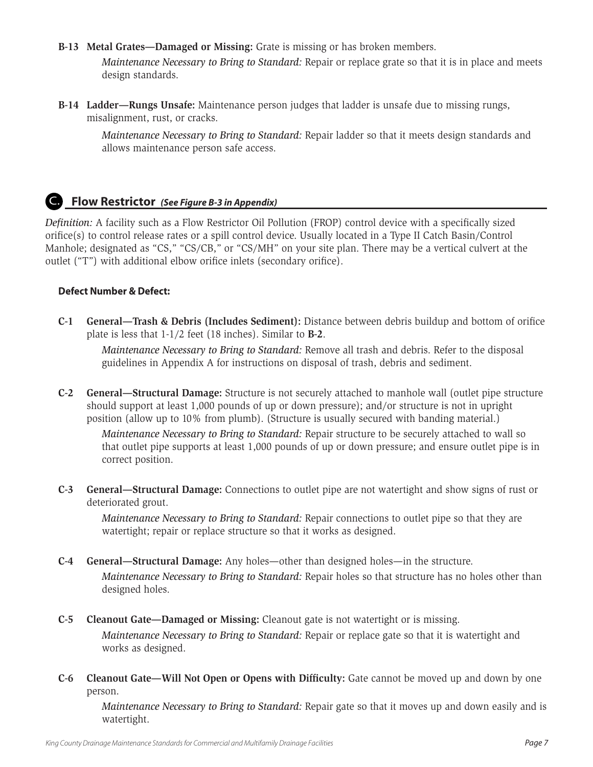**B-13 Metal Grates—Damaged or Missing:** Grate is missing or has broken members.

*Maintenance Necessary to Bring to Standard:* Repair or replace grate so that it is in place and meets design standards.

**B-14 Ladder—Rungs Unsafe:** Maintenance person judges that ladder is unsafe due to missing rungs, misalignment, rust, or cracks.

*Maintenance Necessary to Bring to Standard:* Repair ladder so that it meets design standards and allows maintenance person safe access.

## C. Flow Restrictor *(See Figure B-3 in Appendix)*

*Definition:* A facility such as a Flow Restrictor Oil Pollution (FROP) control device with a specifically sized orifice(s) to control release rates or a spill control device. Usually located in a Type II Catch Basin/Control Manhole; designated as "CS," "CS/CB," or "CS/MH" on your site plan. There may be a vertical culvert at the outlet ("T") with additional elbow orifice inlets (secondary orifice).

**Defect Number & Defect:**

**C-1 General—Trash & Debris (Includes Sediment):** Distance between debris buildup and bottom of orifice plate is less that 1-1/2 feet (18 inches). Similar to **B-2**.

*Maintenance Necessary to Bring to Standard:* Remove all trash and debris. Refer to the disposal guidelines in Appendix A for instructions on disposal of trash, debris and sediment.

**C-2 General—Structural Damage:** Structure is not securely attached to manhole wall (outlet pipe structure should support at least 1,000 pounds of up or down pressure); and/or structure is not in upright position (allow up to 10% from plumb). (Structure is usually secured with banding material.)

*Maintenance Necessary to Bring to Standard:* Repair structure to be securely attached to wall so that outlet pipe supports at least 1,000 pounds of up or down pressure; and ensure outlet pipe is in correct position.

**C-3 General—Structural Damage:** Connections to outlet pipe are not watertight and show signs of rust or deteriorated grout.

*Maintenance Necessary to Bring to Standard:* Repair connections to outlet pipe so that they are watertight; repair or replace structure so that it works as designed.

**C-4 General—Structural Damage:** Any holes—other than designed holes—in the structure.

*Maintenance Necessary to Bring to Standard:* Repair holes so that structure has no holes other than designed holes.

**C-5 Cleanout Gate—Damaged or Missing:** Cleanout gate is not watertight or is missing.

*Maintenance Necessary to Bring to Standard:* Repair or replace gate so that it is watertight and works as designed.

**C-6 Cleanout Gate—Will Not Open or Opens with Difficulty:** Gate cannot be moved up and down by one person.

*Maintenance Necessary to Bring to Standard:* Repair gate so that it moves up and down easily and is watertight.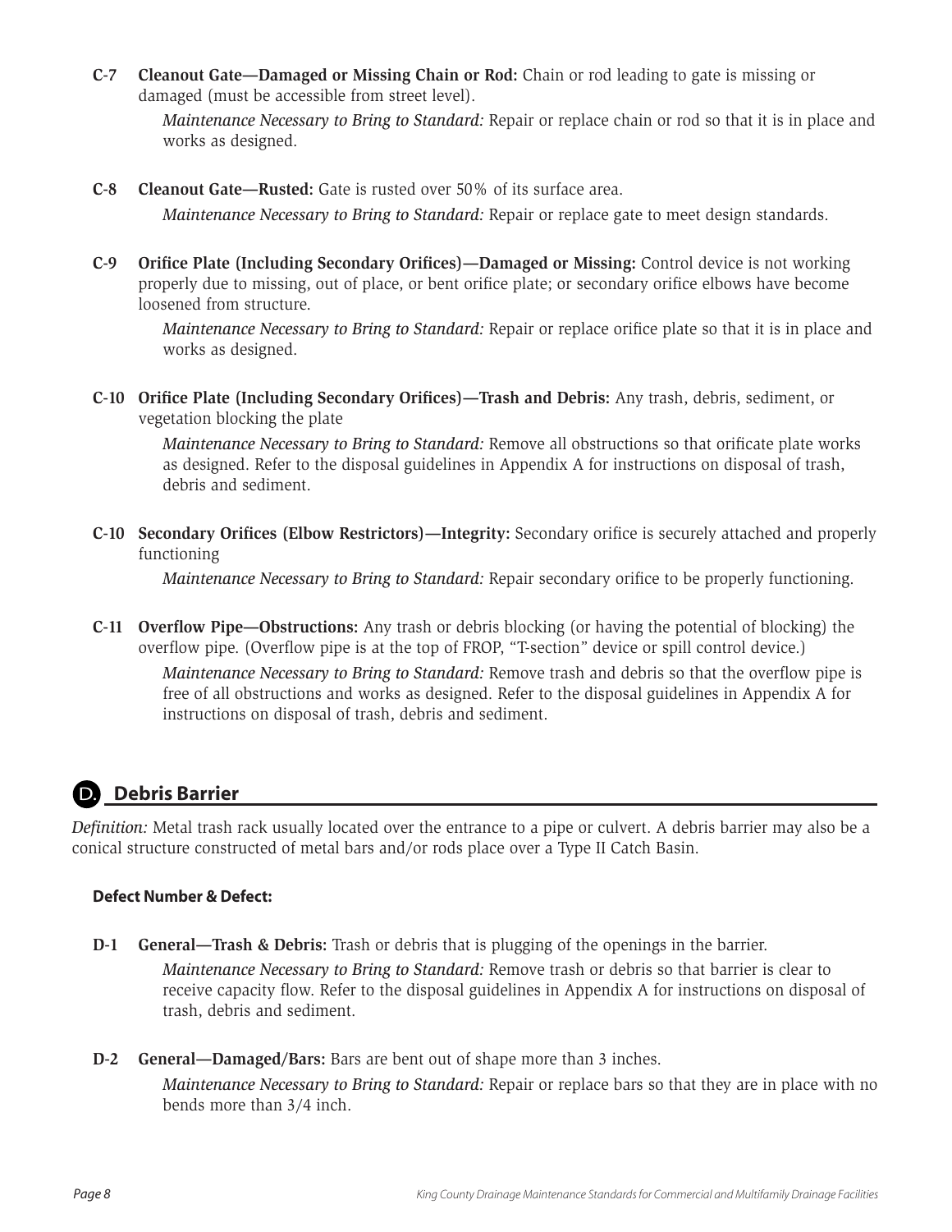**C-7 Cleanout Gate—Damaged or Missing Chain or Rod:** Chain or rod leading to gate is missing or damaged (must be accessible from street level).

*Maintenance Necessary to Bring to Standard:* Repair or replace chain or rod so that it is in place and works as designed.

**C-8 Cleanout Gate—Rusted:** Gate is rusted over 50% of its surface area.

*Maintenance Necessary to Bring to Standard:* Repair or replace gate to meet design standards.

**C-9 Orifice Plate (Including Secondary Orifices)—Damaged or Missing:** Control device is not working properly due to missing, out of place, or bent orifice plate; or secondary orifice elbows have become loosened from structure.

*Maintenance Necessary to Bring to Standard:* Repair or replace orifice plate so that it is in place and works as designed.

**C-10 Orifice Plate (Including Secondary Orifices)—Trash and Debris:** Any trash, debris, sediment, or vegetation blocking the plate

*Maintenance Necessary to Bring to Standard:* Remove all obstructions so that orificate plate works as designed. Refer to the disposal guidelines in Appendix A for instructions on disposal of trash, debris and sediment.

**C-10 Secondary Orifices (Elbow Restrictors)—Integrity:** Secondary orifice is securely attached and properly functioning

*Maintenance Necessary to Bring to Standard:* Repair secondary orifice to be properly functioning.

**C-11 Overflow Pipe—Obstructions:** Any trash or debris blocking (or having the potential of blocking) the overflow pipe. (Overflow pipe is at the top of FROP, "T-section" device or spill control device.)

*Maintenance Necessary to Bring to Standard:* Remove trash and debris so that the overflow pipe is free of all obstructions and works as designed. Refer to the disposal guidelines in Appendix A for instructions on disposal of trash, debris and sediment.

## D. Debris Barrier

*Definition:* Metal trash rack usually located over the entrance to a pipe or culvert. A debris barrier may also be a conical structure constructed of metal bars and/or rods place over a Type II Catch Basin.

**Defect Number & Defect:**

**D-1 General—Trash & Debris:** Trash or debris that is plugging of the openings in the barrier.

*Maintenance Necessary to Bring to Standard:* Remove trash or debris so that barrier is clear to receive capacity flow. Refer to the disposal guidelines in Appendix A for instructions on disposal of trash, debris and sediment.

**D-2 General—Damaged/Bars:** Bars are bent out of shape more than 3 inches.

*Maintenance Necessary to Bring to Standard:* Repair or replace bars so that they are in place with no bends more than 3/4 inch.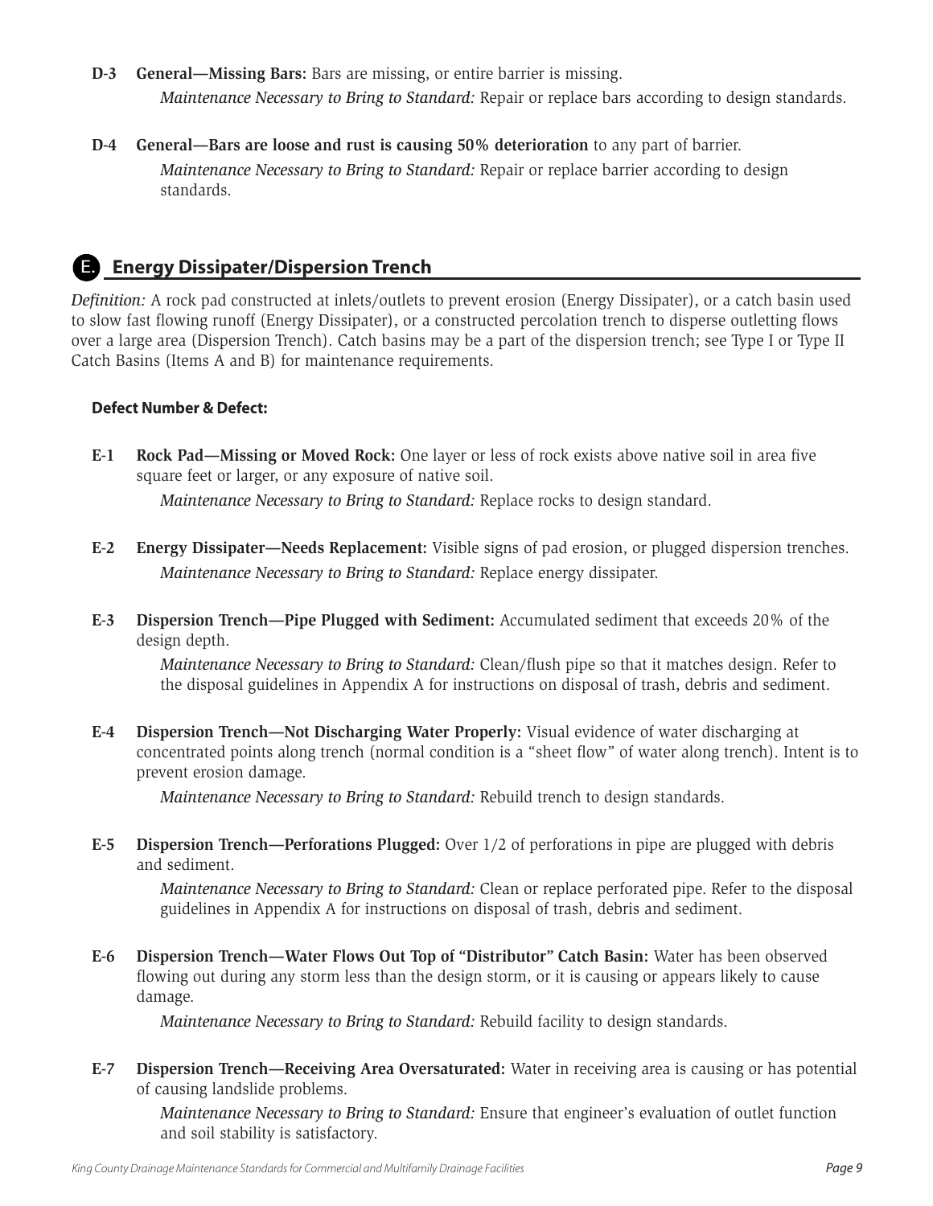**D-3 General—Missing Bars:** Bars are missing, or entire barrier is missing.

*Maintenance Necessary to Bring to Standard:* Repair or replace bars according to design standards.

**D-4 General—Bars are loose and rust is causing 50% deterioration** to any part of barrier.

*Maintenance Necessary to Bring to Standard:* Repair or replace barrier according to design standards.

## E. Energy Dissipater/Dispersion Trench

*Definition:* A rock pad constructed at inlets/outlets to prevent erosion (Energy Dissipater), or a catch basin used to slow fast flowing runoff (Energy Dissipater), or a constructed percolation trench to disperse outletting flows over a large area (Dispersion Trench). Catch basins may be a part of the dispersion trench; see Type I or Type II Catch Basins (Items A and B) for maintenance requirements.

#### Defect Number & Defect:

**E-1 Rock Pad—Missing or Moved Rock:** One layer or less of rock exists above native soil in area five square feet or larger, or any exposure of native soil.

*Maintenance Necessary to Bring to Standard:* Replace rocks to design standard.

**E-2 Energy Dissipater—Needs Replacement:** Visible signs of pad erosion, or plugged dispersion trenches.

*Maintenance Necessary to Bring to Standard:* Replace energy dissipater.

**E-3 Dispersion Trench—Pipe Plugged with Sediment:** Accumulated sediment that exceeds 20% of the design depth.

*Maintenance Necessary to Bring to Standard:* Clean/flush pipe so that it matches design. Refer to the disposal guidelines in Appendix A for instructions on disposal of trash, debris and sediment.

**E-4 Dispersion Trench—Not Discharging Water Properly:** Visual evidence of water discharging at concentrated points along trench (normal condition is a "sheet flow" of water along trench). Intent is to prevent erosion damage.

*Maintenance Necessary to Bring to Standard:* Rebuild trench to design standards.

**E-5 Dispersion Trench—Perforations Plugged:** Over 1/2 of perforations in pipe are plugged with debris and sediment.

*Maintenance Necessary to Bring to Standard:* Clean or replace perforated pipe. Refer to the disposal guidelines in Appendix A for instructions on disposal of trash, debris and sediment.

**E-6 Dispersion Trench—Water Flows Out Top of "Distributor" Catch Basin:** Water has been observed flowing out during any storm less than the design storm, or it is causing or appears likely to cause damage.

*Maintenance Necessary to Bring to Standard:* Rebuild facility to design standards.

**E-7 Dispersion Trench—Receiving Area Oversaturated:** Water in receiving area is causing or has potential of causing landslide problems.

*Maintenance Necessary to Bring to Standard:* Ensure that engineer's evaluation of outlet function and soil stability is satisfactory.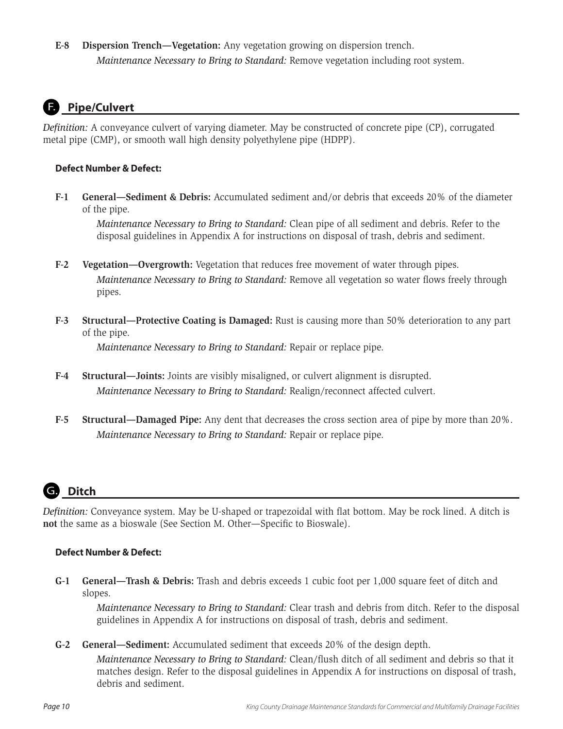**E-8 Dispersion Trench—Vegetation:** Any vegetation growing on dispersion trench.

*Maintenance Necessary to Bring to Standard:* Remove vegetation including root system.

## F. Pipe/Culvert

*Definition:* A conveyance culvert of varying diameter. May be constructed of concrete pipe (CP), corrugated metal pipe (CMP), or smooth wall high density polyethylene pipe (HDPP).

### Defect Number & Defect:

**F-1 General—Sediment & Debris:** Accumulated sediment and/or debris that exceeds 20% of the diameter of the pipe.

*Maintenance Necessary to Bring to Standard:* Clean pipe of all sediment and debris. Refer to the disposal guidelines in Appendix A for instructions on disposal of trash, debris and sediment.

**F-2 Vegetation—Overgrowth:** Vegetation that reduces free movement of water through pipes.

*Maintenance Necessary to Bring to Standard:* Remove all vegetation so water flows freely through pipes.

**F-3 Structural—Protective Coating is Damaged:** Rust is causing more than 50% deterioration to any part of the pipe.

*Maintenance Necessary to Bring to Standard:* Repair or replace pipe.

**F-4 Structural—Joints:** Joints are visibly misaligned, or culvert alignment is disrupted.

*Maintenance Necessary to Bring to Standard:* Realign/reconnect affected culvert.

**F-5 Structural—Damaged Pipe:** Any dent that decreases the cross section area of pipe by more than 20%.

*Maintenance Necessary to Bring to Standard:* Repair or replace pipe.

## G. Ditch

*Definition:* Conveyance system. May be U-shaped or trapezoidal with flat bottom. May be rock lined. A ditch is **not** the same as a bioswale (See Section M. Other—Specific to Bioswale).

### Defect Number & Defect:

**G-1 General—Trash & Debris:** Trash and debris exceeds 1 cubic foot per 1,000 square feet of ditch and slopes.

*Maintenance Necessary to Bring to Standard:* Clear trash and debris from ditch. Refer to the disposal guidelines in Appendix A for instructions on disposal of trash, debris and sediment.

**G-2 General—Sediment:** Accumulated sediment that exceeds 20% of the design depth.

*Maintenance Necessary to Bring to Standard:* Clean/flush ditch of all sediment and debris so that it matches design. Refer to the disposal guidelines in Appendix A for instructions on disposal of trash, debris and sediment.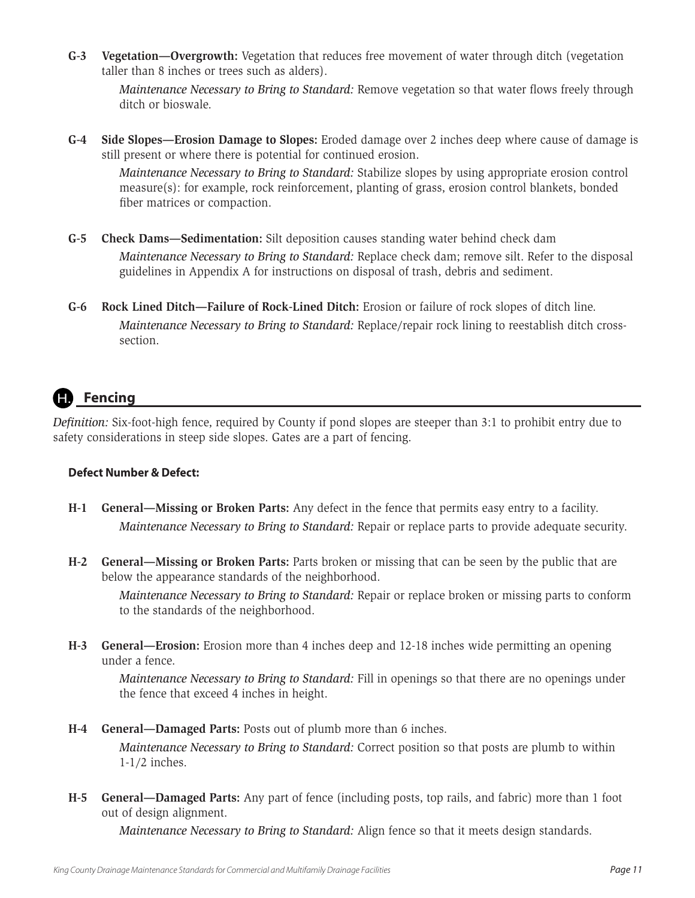**G-3 Vegetation—Overgrowth:** Vegetation that reduces free movement of water through ditch (vegetation taller than 8 inches or trees such as alders).

*Maintenance Necessary to Bring to Standard:* Remove vegetation so that water flows freely through ditch or bioswale.

**G-4 Side Slopes—Erosion Damage to Slopes:** Eroded damage over 2 inches deep where cause of damage is still present or where there is potential for continued erosion.

*Maintenance Necessary to Bring to Standard:* Stabilize slopes by using appropriate erosion control measure(s): for example, rock reinforcement, planting of grass, erosion control blankets, bonded fiber matrices or compaction.

**G-5 Check Dams—Sedimentation:** Silt deposition causes standing water behind check dam

*Maintenance Necessary to Bring to Standard:* Replace check dam; remove silt. Refer to the disposal guidelines in Appendix A for instructions on disposal of trash, debris and sediment.

**G-6 Rock Lined Ditch—Failure of Rock-Lined Ditch:** Erosion or failure of rock slopes of ditch line.

*Maintenance Necessary to Bring to Standard:* Replace/repair rock lining to reestablish ditch cross-section.

## H. Fencing

*Definition:* Six-foot-high fence, required by County if pond slopes are steeper than 3:1 to prohibit entry due to safety considerations in steep side slopes. Gates are a part of fencing.

**Defect Number & Defect:**

**H-1 General—Missing or Broken Parts:** Any defect in the fence that permits easy entry to a facility.

*Maintenance Necessary to Bring to Standard:* Repair or replace parts to provide adequate security.

**H-2 General—Missing or Broken Parts:** Parts broken or missing that can be seen by the public that are below the appearance standards of the neighborhood.

*Maintenance Necessary to Bring to Standard:* Repair or replace broken or missing parts to conform to the standards of the neighborhood.

**H-3 General—Erosion:** Erosion more than 4 inches deep and 12-18 inches wide permitting an opening under a fence.

*Maintenance Necessary to Bring to Standard:* Fill in openings so that there are no openings under the fence that exceed 4 inches in height.

**H-4 General—Damaged Parts:** Posts out of plumb more than 6 inches.

*Maintenance Necessary to Bring to Standard:* Correct position so that posts are plumb to within 1-1/2 inches.

**H-5 General—Damaged Parts:** Any part of fence (including posts, top rails, and fabric) more than 1 foot out of design alignment.

*Maintenance Necessary to Bring to Standard:* Align fence so that it meets design standards.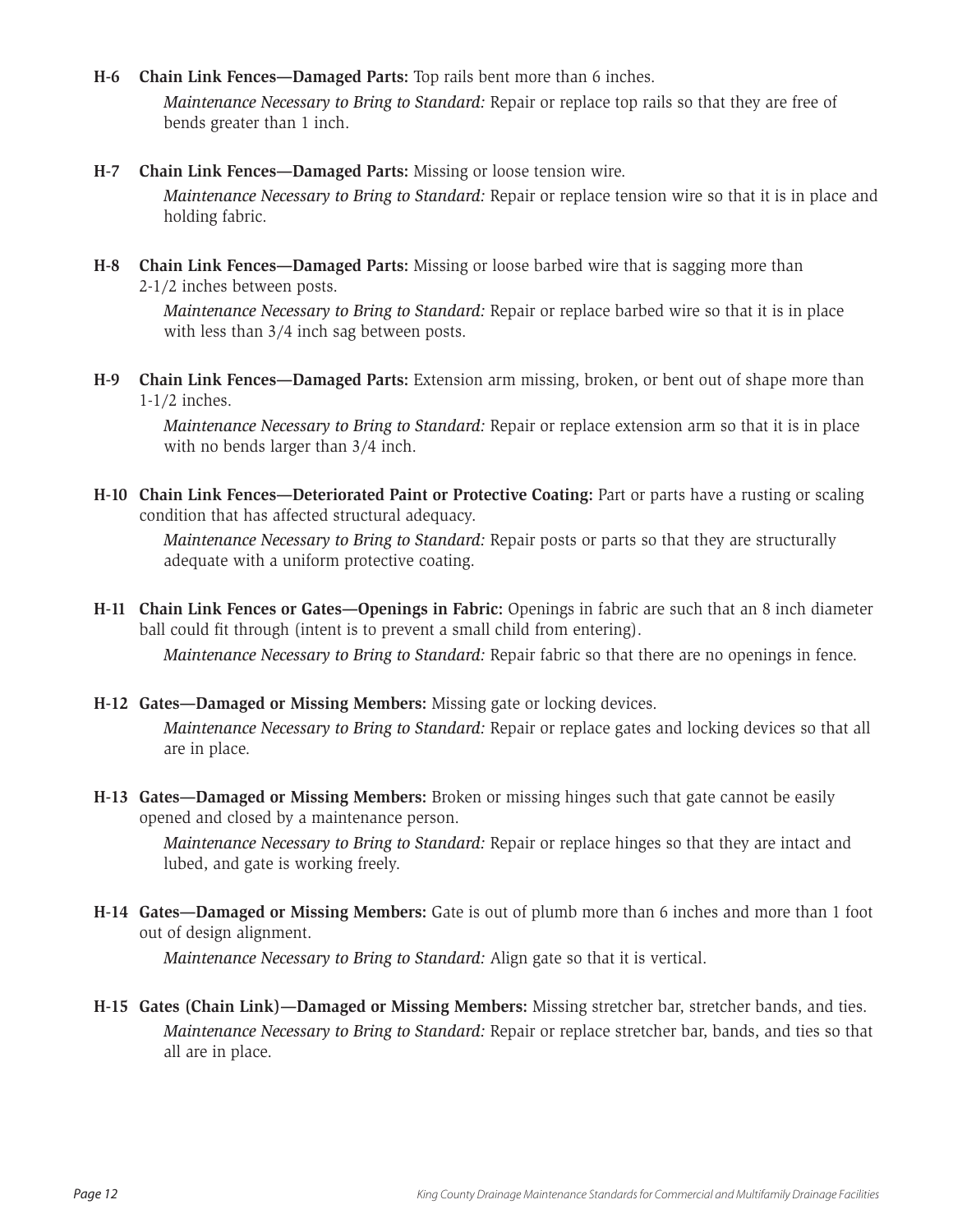**H-6 Chain Link Fences—Damaged Parts:** Top rails bent more than 6 inches.

*Maintenance Necessary to Bring to Standard:* Repair or replace top rails so that they are free of bends greater than 1 inch.

**H-7 Chain Link Fences—Damaged Parts:** Missing or loose tension wire.

*Maintenance Necessary to Bring to Standard:* Repair or replace tension wire so that it is in place and holding fabric.

**H-8 Chain Link Fences—Damaged Parts:** Missing or loose barbed wire that is sagging more than 2-1/2 inches between posts.

*Maintenance Necessary to Bring to Standard:* Repair or replace barbed wire so that it is in place with less than 3/4 inch sag between posts.

**H-9 Chain Link Fences—Damaged Parts:** Extension arm missing, broken, or bent out of shape more than 1-1/2 inches.

*Maintenance Necessary to Bring to Standard:* Repair or replace extension arm so that it is in place with no bends larger than 3/4 inch.

**H-10 Chain Link Fences—Deteriorated Paint or Protective Coating:** Part or parts have a rusting or scaling condition that has affected structural adequacy.

*Maintenance Necessary to Bring to Standard:* Repair posts or parts so that they are structurally adequate with a uniform protective coating.

**H-11 Chain Link Fences or Gates—Openings in Fabric:** Openings in fabric are such that an 8 inch diameter ball could fit through (intent is to prevent a small child from entering).

*Maintenance Necessary to Bring to Standard:* Repair fabric so that there are no openings in fence.

**H-12 Gates—Damaged or Missing Members:** Missing gate or locking devices.

*Maintenance Necessary to Bring to Standard:* Repair or replace gates and locking devices so that all are in place.

**H-13 Gates—Damaged or Missing Members:** Broken or missing hinges such that gate cannot be easily opened and closed by a maintenance person.

*Maintenance Necessary to Bring to Standard:* Repair or replace hinges so that they are intact and lubed, and gate is working freely.

**H-14 Gates—Damaged or Missing Members:** Gate is out of plumb more than 6 inches and more than 1 foot out of design alignment.

*Maintenance Necessary to Bring to Standard:* Align gate so that it is vertical.

**H-15 Gates (Chain Link)—Damaged or Missing Members:** Missing stretcher bar, stretcher bands, and ties.

*Maintenance Necessary to Bring to Standard:* Repair or replace stretcher bar, bands, and ties so that all are in place.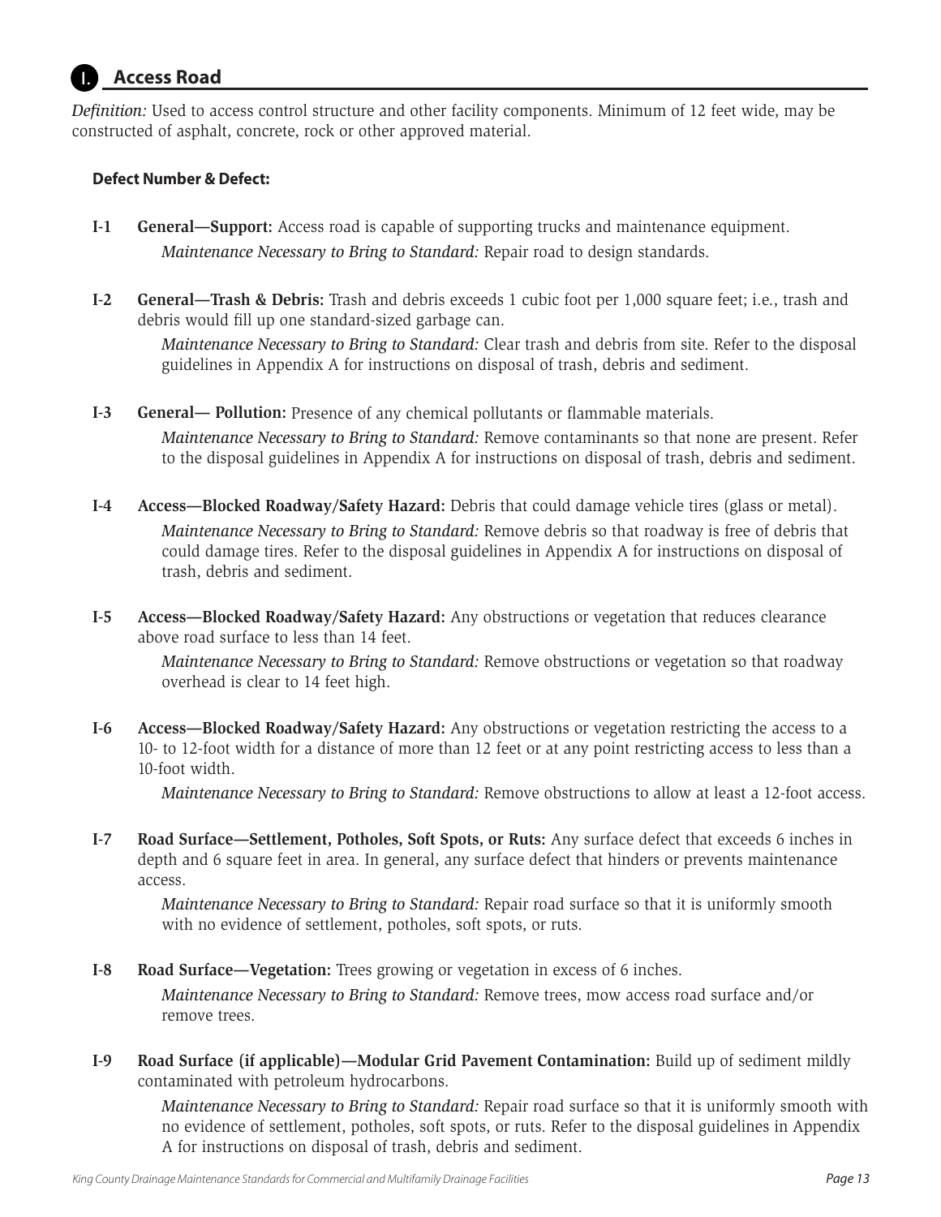## I. Access Road

*Definition:* Used to access control structure and other facility components. Minimum of 12 feet wide, may be constructed of asphalt, concrete, rock or other approved material.

**Defect Number & Defect:**

**I-1** **General—Support:** Access road is capable of supporting trucks and maintenance equipment.

*Maintenance Necessary to Bring to Standard:* Repair road to design standards.

**I-2** **General—Trash & Debris:** Trash and debris exceeds 1 cubic foot per 1,000 square feet; i.e., trash and debris would fill up one standard-sized garbage can.

*Maintenance Necessary to Bring to Standard:* Clear trash and debris from site. Refer to the disposal guidelines in Appendix A for instructions on disposal of trash, debris and sediment.

**I-3** **General— Pollution:** Presence of any chemical pollutants or flammable materials.

*Maintenance Necessary to Bring to Standard:* Remove contaminants so that none are present. Refer to the disposal guidelines in Appendix A for instructions on disposal of trash, debris and sediment.

**I-4** **Access—Blocked Roadway/Safety Hazard:** Debris that could damage vehicle tires (glass or metal).

*Maintenance Necessary to Bring to Standard:* Remove debris so that roadway is free of debris that could damage tires. Refer to the disposal guidelines in Appendix A for instructions on disposal of trash, debris and sediment.

**I-5** **Access—Blocked Roadway/Safety Hazard:** Any obstructions or vegetation that reduces clearance above road surface to less than 14 feet.

*Maintenance Necessary to Bring to Standard:* Remove obstructions or vegetation so that roadway overhead is clear to 14 feet high.

**I-6** **Access—Blocked Roadway/Safety Hazard:** Any obstructions or vegetation restricting the access to a 10- to 12-foot width for a distance of more than 12 feet or at any point restricting access to less than a 10-foot width.

*Maintenance Necessary to Bring to Standard:* Remove obstructions to allow at least a 12-foot access.

**I-7** **Road Surface—Settlement, Potholes, Soft Spots, or Ruts:** Any surface defect that exceeds 6 inches in depth and 6 square feet in area. In general, any surface defect that hinders or prevents maintenance access.

*Maintenance Necessary to Bring to Standard:* Repair road surface so that it is uniformly smooth with no evidence of settlement, potholes, soft spots, or ruts.

**I-8** **Road Surface—Vegetation:** Trees growing or vegetation in excess of 6 inches.

*Maintenance Necessary to Bring to Standard:* Remove trees, mow access road surface and/or remove trees.

**I-9** **Road Surface (if applicable)—Modular Grid Pavement Contamination:** Build up of sediment mildly contaminated with petroleum hydrocarbons.

*Maintenance Necessary to Bring to Standard:* Repair road surface so that it is uniformly smooth with no evidence of settlement, potholes, soft spots, or ruts. Refer to the disposal guidelines in Appendix A for instructions on disposal of trash, debris and sediment.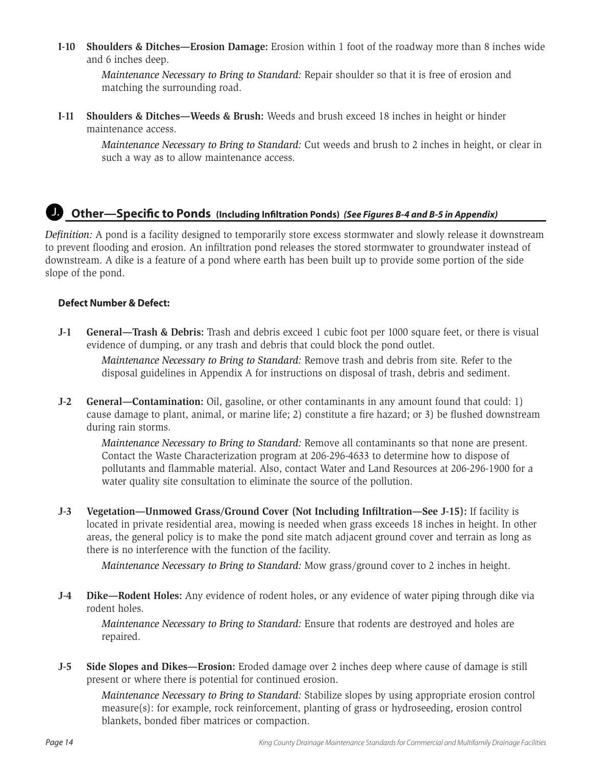**I-10 Shoulders & Ditches—Erosion Damage:** Erosion within 1 foot of the roadway more than 8 inches wide and 6 inches deep.

*Maintenance Necessary to Bring to Standard:* Repair shoulder so that it is free of erosion and matching the surrounding road.

**I-11 Shoulders & Ditches—Weeds & Brush:** Weeds and brush exceed 18 inches in height or hinder maintenance access.

*Maintenance Necessary to Bring to Standard:* Cut weeds and brush to 2 inches in height, or clear in such a way as to allow maintenance access.

## J. Other—Specific to Ponds (Including Infiltration Ponds) *(See Figures B-4 and B-5 in Appendix)*

*Definition:* A pond is a facility designed to temporarily store excess stormwater and slowly release it downstream to prevent flooding and erosion. An infiltration pond releases the stored stormwater to groundwater instead of downstream. A dike is a feature of a pond where earth has been built up to provide some portion of the side slope of the pond.

**Defect Number & Defect:**

**J-1 General—Trash & Debris:** Trash and debris exceed 1 cubic foot per 1000 square feet, or there is visual evidence of dumping, or any trash and debris that could block the pond outlet.

*Maintenance Necessary to Bring to Standard:* Remove trash and debris from site. Refer to the disposal guidelines in Appendix A for instructions on disposal of trash, debris and sediment.

**J-2 General—Contamination:** Oil, gasoline, or other contaminants in any amount found that could: 1) cause damage to plant, animal, or marine life; 2) constitute a fire hazard; or 3) be flushed downstream during rain storms.

*Maintenance Necessary to Bring to Standard:* Remove all contaminants so that none are present. Contact the Waste Characterization program at 206-296-4633 to determine how to dispose of pollutants and flammable material. Also, contact Water and Land Resources at 206-296-1900 for a water quality site consultation to eliminate the source of the pollution.

**J-3 Vegetation—Unmowed Grass/Ground Cover (Not Including Infiltration—See J-15):** If facility is located in private residential area, mowing is needed when grass exceeds 18 inches in height. In other areas, the general policy is to make the pond site match adjacent ground cover and terrain as long as there is no interference with the function of the facility.

*Maintenance Necessary to Bring to Standard:* Mow grass/ground cover to 2 inches in height.

**J-4 Dike—Rodent Holes:** Any evidence of rodent holes, or any evidence of water piping through dike via rodent holes.

*Maintenance Necessary to Bring to Standard:* Ensure that rodents are destroyed and holes are repaired.

**J-5 Side Slopes and Dikes—Erosion:** Eroded damage over 2 inches deep where cause of damage is still present or where there is potential for continued erosion.

*Maintenance Necessary to Bring to Standard:* Stabilize slopes by using appropriate erosion control measure(s): for example, rock reinforcement, planting of grass or hydroseeding, erosion control blankets, bonded fiber matrices or compaction.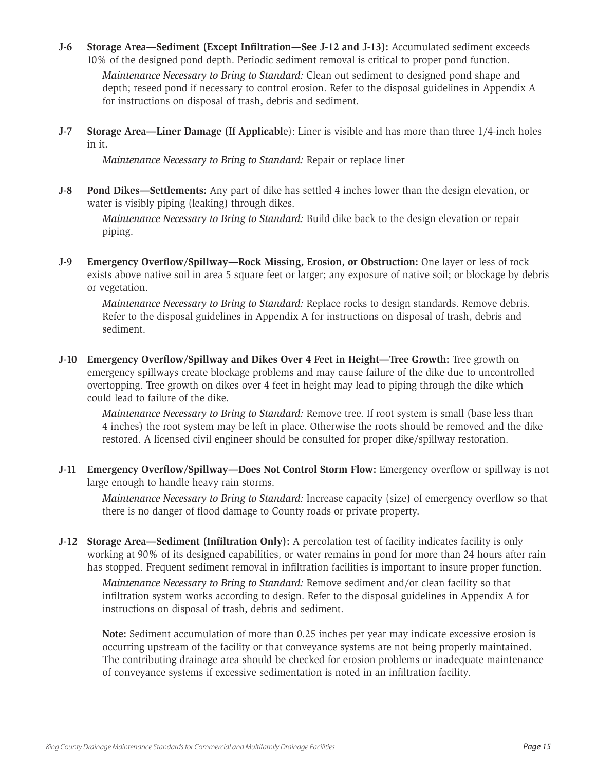**J-6 Storage Area—Sediment (Except Infiltration—See J-12 and J-13):** Accumulated sediment exceeds 10% of the designed pond depth. Periodic sediment removal is critical to proper pond function.

*Maintenance Necessary to Bring to Standard:* Clean out sediment to designed pond shape and depth; reseed pond if necessary to control erosion. Refer to the disposal guidelines in Appendix A for instructions on disposal of trash, debris and sediment.

**J-7 Storage Area—Liner Damage (If Applicabl**e): Liner is visible and has more than three 1/4-inch holes in it.

*Maintenance Necessary to Bring to Standard:* Repair or replace liner

**J-8 Pond Dikes—Settlements:** Any part of dike has settled 4 inches lower than the design elevation, or water is visibly piping (leaking) through dikes.

*Maintenance Necessary to Bring to Standard:* Build dike back to the design elevation or repair piping.

**J-9 Emergency Overflow/Spillway—Rock Missing, Erosion, or Obstruction:** One layer or less of rock exists above native soil in area 5 square feet or larger; any exposure of native soil; or blockage by debris or vegetation.

*Maintenance Necessary to Bring to Standard:* Replace rocks to design standards. Remove debris. Refer to the disposal guidelines in Appendix A for instructions on disposal of trash, debris and sediment.

**J-10 Emergency Overflow/Spillway and Dikes Over 4 Feet in Height—Tree Growth:** Tree growth on emergency spillways create blockage problems and may cause failure of the dike due to uncontrolled overtopping. Tree growth on dikes over 4 feet in height may lead to piping through the dike which could lead to failure of the dike.

*Maintenance Necessary to Bring to Standard:* Remove tree. If root system is small (base less than 4 inches) the root system may be left in place. Otherwise the roots should be removed and the dike restored. A licensed civil engineer should be consulted for proper dike/spillway restoration.

**J-11 Emergency Overflow/Spillway—Does Not Control Storm Flow:** Emergency overflow or spillway is not large enough to handle heavy rain storms.

*Maintenance Necessary to Bring to Standard:* Increase capacity (size) of emergency overflow so that there is no danger of flood damage to County roads or private property.

**J-12 Storage Area—Sediment (Infiltration Only):** A percolation test of facility indicates facility is only working at 90% of its designed capabilities, or water remains in pond for more than 24 hours after rain has stopped. Frequent sediment removal in infiltration facilities is important to insure proper function.

*Maintenance Necessary to Bring to Standard:* Remove sediment and/or clean facility so that infiltration system works according to design. Refer to the disposal guidelines in Appendix A for instructions on disposal of trash, debris and sediment.

**Note:** Sediment accumulation of more than 0.25 inches per year may indicate excessive erosion is occurring upstream of the facility or that conveyance systems are not being properly maintained. The contributing drainage area should be checked for erosion problems or inadequate maintenance of conveyance systems if excessive sedimentation is noted in an infiltration facility.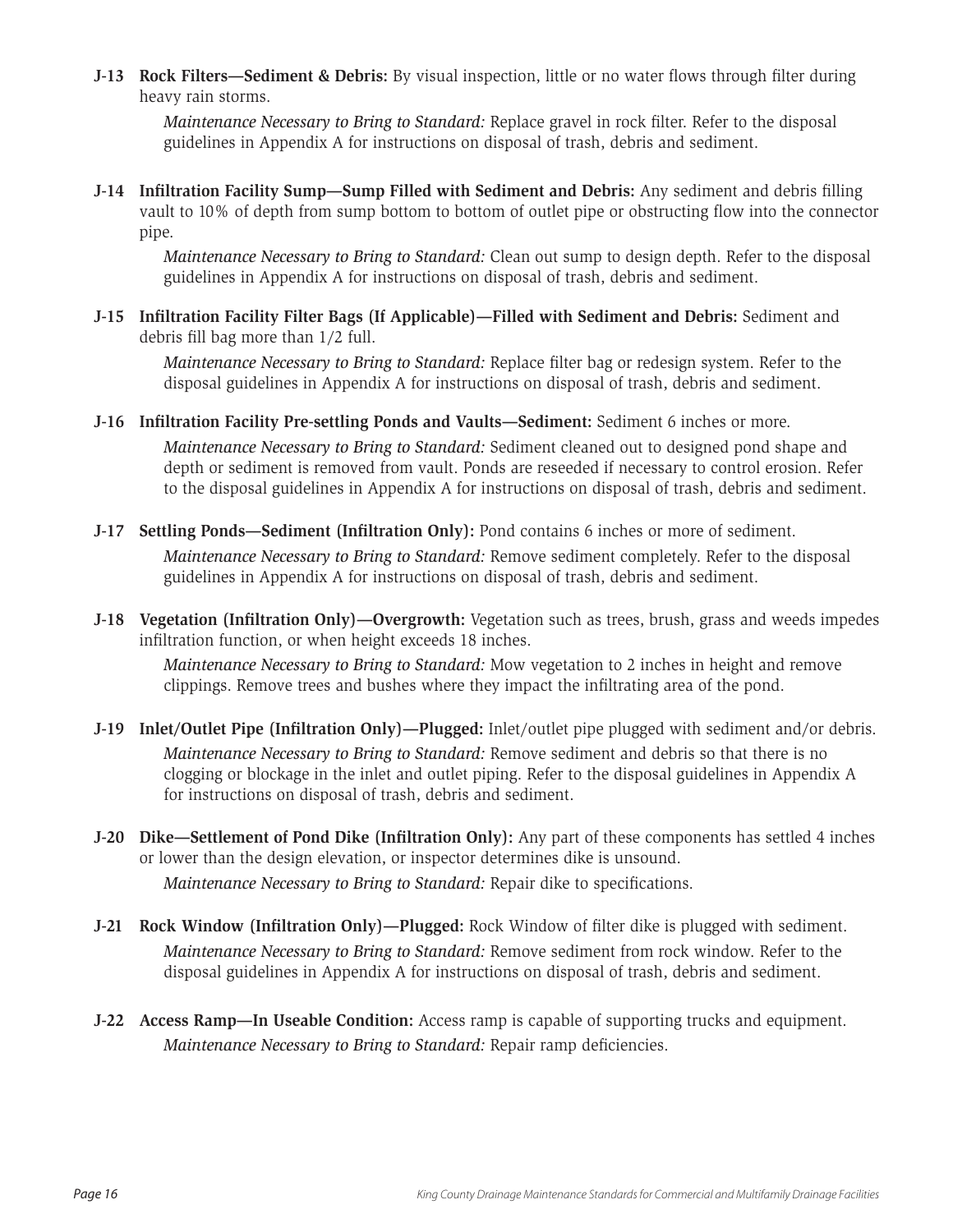**J-13 Rock Filters—Sediment & Debris:** By visual inspection, little or no water flows through filter during heavy rain storms.

*Maintenance Necessary to Bring to Standard:* Replace gravel in rock filter. Refer to the disposal guidelines in Appendix A for instructions on disposal of trash, debris and sediment.

**J-14 Infiltration Facility Sump—Sump Filled with Sediment and Debris:** Any sediment and debris filling vault to 10% of depth from sump bottom to bottom of outlet pipe or obstructing flow into the connector pipe.

*Maintenance Necessary to Bring to Standard:* Clean out sump to design depth. Refer to the disposal guidelines in Appendix A for instructions on disposal of trash, debris and sediment.

**J-15 Infiltration Facility Filter Bags (If Applicable)—Filled with Sediment and Debris:** Sediment and debris fill bag more than 1/2 full.

*Maintenance Necessary to Bring to Standard:* Replace filter bag or redesign system. Refer to the disposal guidelines in Appendix A for instructions on disposal of trash, debris and sediment.

**J-16 Infiltration Facility Pre-settling Ponds and Vaults—Sediment:** Sediment 6 inches or more.

*Maintenance Necessary to Bring to Standard:* Sediment cleaned out to designed pond shape and depth or sediment is removed from vault. Ponds are reseeded if necessary to control erosion. Refer to the disposal guidelines in Appendix A for instructions on disposal of trash, debris and sediment.

**J-17 Settling Ponds—Sediment (Infiltration Only):** Pond contains 6 inches or more of sediment.

*Maintenance Necessary to Bring to Standard:* Remove sediment completely. Refer to the disposal guidelines in Appendix A for instructions on disposal of trash, debris and sediment.

**J-18 Vegetation (Infiltration Only)—Overgrowth:** Vegetation such as trees, brush, grass and weeds impedes infiltration function, or when height exceeds 18 inches.

*Maintenance Necessary to Bring to Standard:* Mow vegetation to 2 inches in height and remove clippings. Remove trees and bushes where they impact the infiltrating area of the pond.

**J-19 Inlet/Outlet Pipe (Infiltration Only)—Plugged:** Inlet/outlet pipe plugged with sediment and/or debris.

*Maintenance Necessary to Bring to Standard:* Remove sediment and debris so that there is no clogging or blockage in the inlet and outlet piping. Refer to the disposal guidelines in Appendix A for instructions on disposal of trash, debris and sediment.

**J-20 Dike—Settlement of Pond Dike (Infiltration Only):** Any part of these components has settled 4 inches or lower than the design elevation, or inspector determines dike is unsound.

*Maintenance Necessary to Bring to Standard:* Repair dike to specifications.

**J-21 Rock Window (Infiltration Only)—Plugged:** Rock Window of filter dike is plugged with sediment.

*Maintenance Necessary to Bring to Standard:* Remove sediment from rock window. Refer to the disposal guidelines in Appendix A for instructions on disposal of trash, debris and sediment.

**J-22 Access Ramp—In Useable Condition:** Access ramp is capable of supporting trucks and equipment.

*Maintenance Necessary to Bring to Standard:* Repair ramp deficiencies.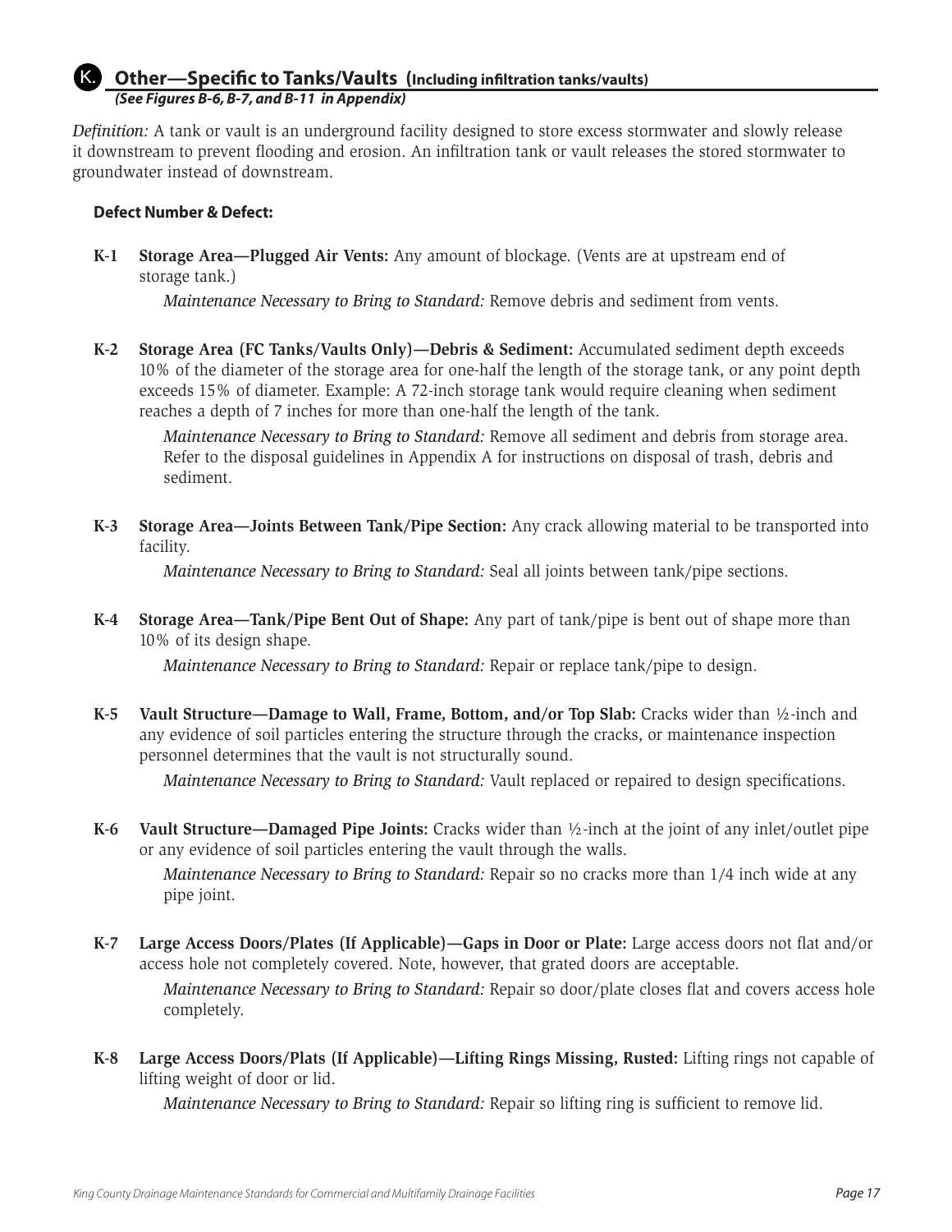## K. Other—Specific to Tanks/Vaults (Including infiltration tanks/vaults)

***(See Figures B-6, B-7, and B-11 in Appendix)***

*Definition:* A tank or vault is an underground facility designed to store excess stormwater and slowly release it downstream to prevent flooding and erosion. An infiltration tank or vault releases the stored stormwater to groundwater instead of downstream.

**Defect Number & Defect:**

**K-1 Storage Area—Plugged Air Vents:** Any amount of blockage. (Vents are at upstream end of storage tank.)

*Maintenance Necessary to Bring to Standard:* Remove debris and sediment from vents.

**K-2 Storage Area (FC Tanks/Vaults Only)—Debris & Sediment:** Accumulated sediment depth exceeds 10% of the diameter of the storage area for one-half the length of the storage tank, or any point depth exceeds 15% of diameter. Example: A 72-inch storage tank would require cleaning when sediment reaches a depth of 7 inches for more than one-half the length of the tank.

*Maintenance Necessary to Bring to Standard:* Remove all sediment and debris from storage area. Refer to the disposal guidelines in Appendix A for instructions on disposal of trash, debris and sediment.

**K-3 Storage Area—Joints Between Tank/Pipe Section:** Any crack allowing material to be transported into facility.

*Maintenance Necessary to Bring to Standard:* Seal all joints between tank/pipe sections.

**K-4 Storage Area—Tank/Pipe Bent Out of Shape:** Any part of tank/pipe is bent out of shape more than 10% of its design shape.

*Maintenance Necessary to Bring to Standard:* Repair or replace tank/pipe to design.

**K-5 Vault Structure—Damage to Wall, Frame, Bottom, and/or Top Slab:** Cracks wider than ½-inch and any evidence of soil particles entering the structure through the cracks, or maintenance inspection personnel determines that the vault is not structurally sound.

*Maintenance Necessary to Bring to Standard:* Vault replaced or repaired to design specifications.

**K-6 Vault Structure—Damaged Pipe Joints:** Cracks wider than ½-inch at the joint of any inlet/outlet pipe or any evidence of soil particles entering the vault through the walls.

*Maintenance Necessary to Bring to Standard:* Repair so no cracks more than 1/4 inch wide at any pipe joint.

**K-7 Large Access Doors/Plates (If Applicable)—Gaps in Door or Plate:** Large access doors not flat and/or access hole not completely covered. Note, however, that grated doors are acceptable.

*Maintenance Necessary to Bring to Standard:* Repair so door/plate closes flat and covers access hole completely.

**K-8 Large Access Doors/Plats (If Applicable)—Lifting Rings Missing, Rusted:** Lifting rings not capable of lifting weight of door or lid.

*Maintenance Necessary to Bring to Standard:* Repair so lifting ring is sufficient to remove lid.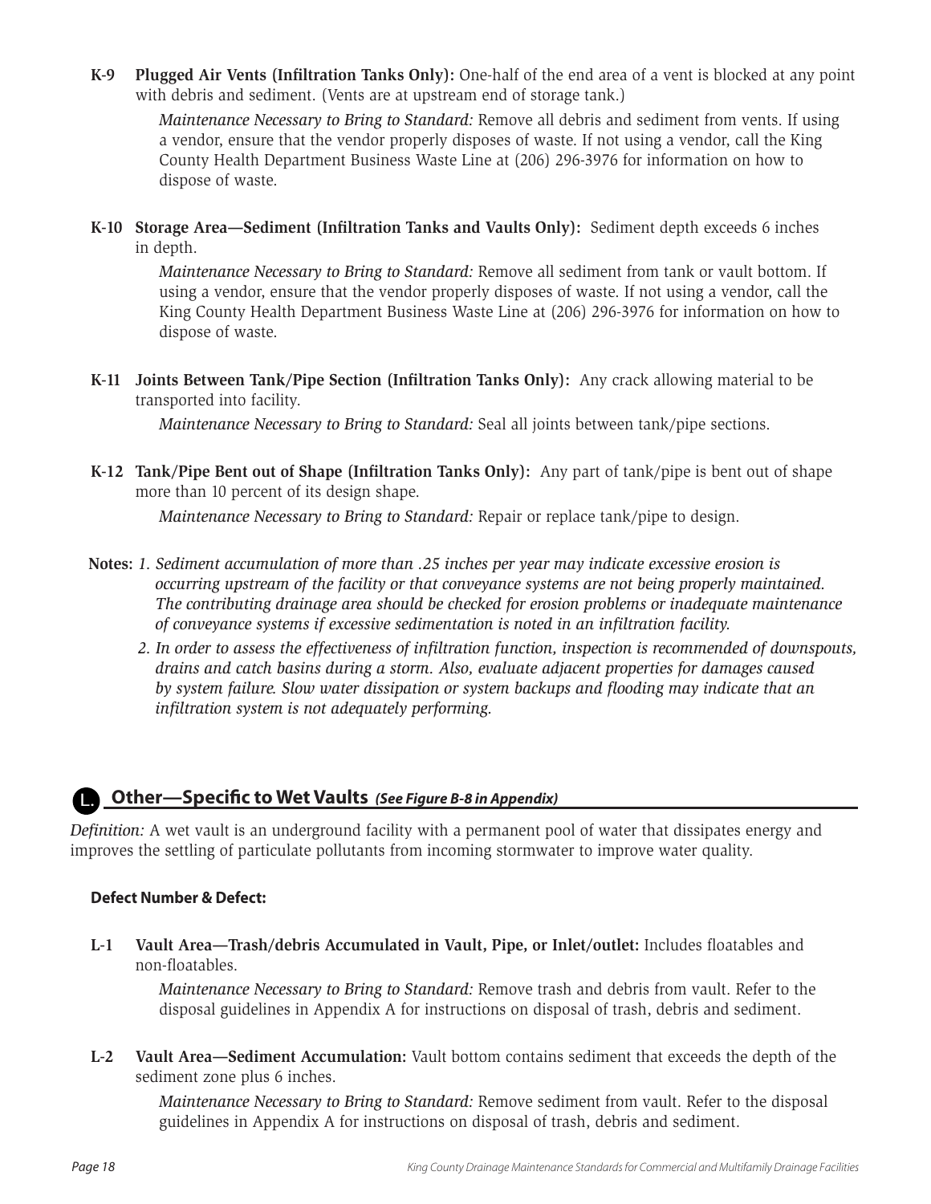**K-9 Plugged Air Vents (Infiltration Tanks Only):** One-half of the end area of a vent is blocked at any point with debris and sediment. (Vents are at upstream end of storage tank.)

*Maintenance Necessary to Bring to Standard:* Remove all debris and sediment from vents. If using a vendor, ensure that the vendor properly disposes of waste. If not using a vendor, call the King County Health Department Business Waste Line at (206) 296-3976 for information on how to dispose of waste.

**K-10 Storage Area—Sediment (Infiltration Tanks and Vaults Only):** Sediment depth exceeds 6 inches in depth.

*Maintenance Necessary to Bring to Standard:* Remove all sediment from tank or vault bottom. If using a vendor, ensure that the vendor properly disposes of waste. If not using a vendor, call the King County Health Department Business Waste Line at (206) 296-3976 for information on how to dispose of waste.

**K-11 Joints Between Tank/Pipe Section (Infiltration Tanks Only):** Any crack allowing material to be transported into facility.

*Maintenance Necessary to Bring to Standard:* Seal all joints between tank/pipe sections.

**K-12 Tank/Pipe Bent out of Shape (Infiltration Tanks Only):** Any part of tank/pipe is bent out of shape more than 10 percent of its design shape.

*Maintenance Necessary to Bring to Standard:* Repair or replace tank/pipe to design.

**Notes:** *1. Sediment accumulation of more than .25 inches per year may indicate excessive erosion is occurring upstream of the facility or that conveyance systems are not being properly maintained. The contributing drainage area should be checked for erosion problems or inadequate maintenance of conveyance systems if excessive sedimentation is noted in an infiltration facility.*

*2. In order to assess the effectiveness of infiltration function, inspection is recommended of downspouts, drains and catch basins during a storm. Also, evaluate adjacent properties for damages caused by system failure. Slow water dissipation or system backups and flooding may indicate that an infiltration system is not adequately performing.*

## L. Other—Specific to Wet Vaults *(See Figure B-8 in Appendix)*

*Definition:* A wet vault is an underground facility with a permanent pool of water that dissipates energy and improves the settling of particulate pollutants from incoming stormwater to improve water quality.

**Defect Number & Defect:**

**L-1 Vault Area—Trash/debris Accumulated in Vault, Pipe, or Inlet/outlet:** Includes floatables and non-floatables.

*Maintenance Necessary to Bring to Standard:* Remove trash and debris from vault. Refer to the disposal guidelines in Appendix A for instructions on disposal of trash, debris and sediment.

**L-2 Vault Area—Sediment Accumulation:** Vault bottom contains sediment that exceeds the depth of the sediment zone plus 6 inches.

*Maintenance Necessary to Bring to Standard:* Remove sediment from vault. Refer to the disposal guidelines in Appendix A for instructions on disposal of trash, debris and sediment.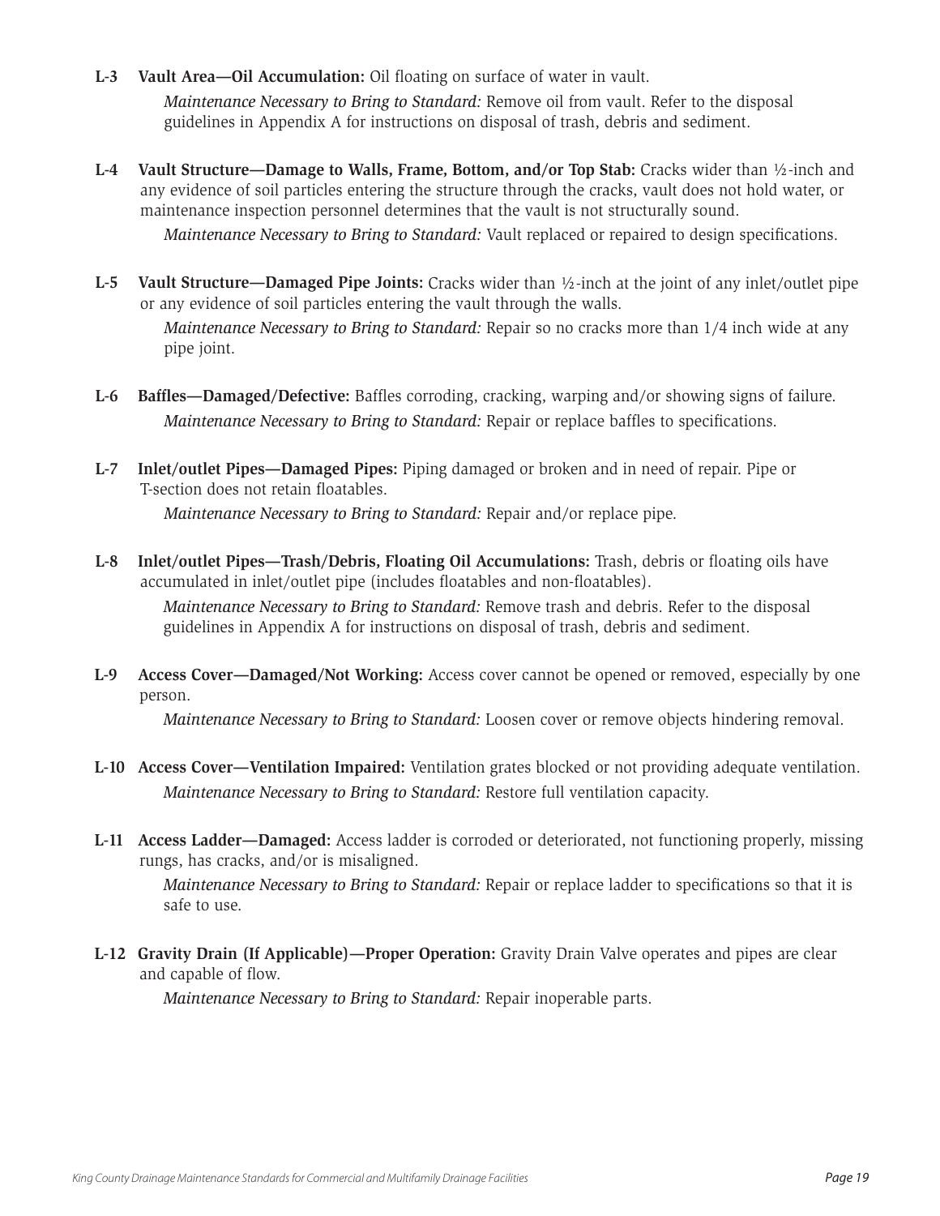**L-3 Vault Area—Oil Accumulation:** Oil floating on surface of water in vault.

*Maintenance Necessary to Bring to Standard:* Remove oil from vault. Refer to the disposal guidelines in Appendix A for instructions on disposal of trash, debris and sediment.

**L-4 Vault Structure—Damage to Walls, Frame, Bottom, and/or Top Stab:** Cracks wider than ½-inch and any evidence of soil particles entering the structure through the cracks, vault does not hold water, or maintenance inspection personnel determines that the vault is not structurally sound.

*Maintenance Necessary to Bring to Standard:* Vault replaced or repaired to design specifications.

**L-5 Vault Structure—Damaged Pipe Joints:** Cracks wider than ½-inch at the joint of any inlet/outlet pipe or any evidence of soil particles entering the vault through the walls.

*Maintenance Necessary to Bring to Standard:* Repair so no cracks more than 1/4 inch wide at any pipe joint.

**L-6 Baffles—Damaged/Defective:** Baffles corroding, cracking, warping and/or showing signs of failure.

*Maintenance Necessary to Bring to Standard:* Repair or replace baffles to specifications.

**L-7 Inlet/outlet Pipes—Damaged Pipes:** Piping damaged or broken and in need of repair. Pipe or T-section does not retain floatables.

*Maintenance Necessary to Bring to Standard:* Repair and/or replace pipe.

**L-8 Inlet/outlet Pipes—Trash/Debris, Floating Oil Accumulations:** Trash, debris or floating oils have accumulated in inlet/outlet pipe (includes floatables and non-floatables).

*Maintenance Necessary to Bring to Standard:* Remove trash and debris. Refer to the disposal guidelines in Appendix A for instructions on disposal of trash, debris and sediment.

**L-9 Access Cover—Damaged/Not Working:** Access cover cannot be opened or removed, especially by one person.

*Maintenance Necessary to Bring to Standard:* Loosen cover or remove objects hindering removal.

**L-10 Access Cover—Ventilation Impaired:** Ventilation grates blocked or not providing adequate ventilation.

*Maintenance Necessary to Bring to Standard:* Restore full ventilation capacity.

**L-11 Access Ladder—Damaged:** Access ladder is corroded or deteriorated, not functioning properly, missing rungs, has cracks, and/or is misaligned.

*Maintenance Necessary to Bring to Standard:* Repair or replace ladder to specifications so that it is safe to use.

**L-12 Gravity Drain (If Applicable)—Proper Operation:** Gravity Drain Valve operates and pipes are clear and capable of flow.

*Maintenance Necessary to Bring to Standard:* Repair inoperable parts.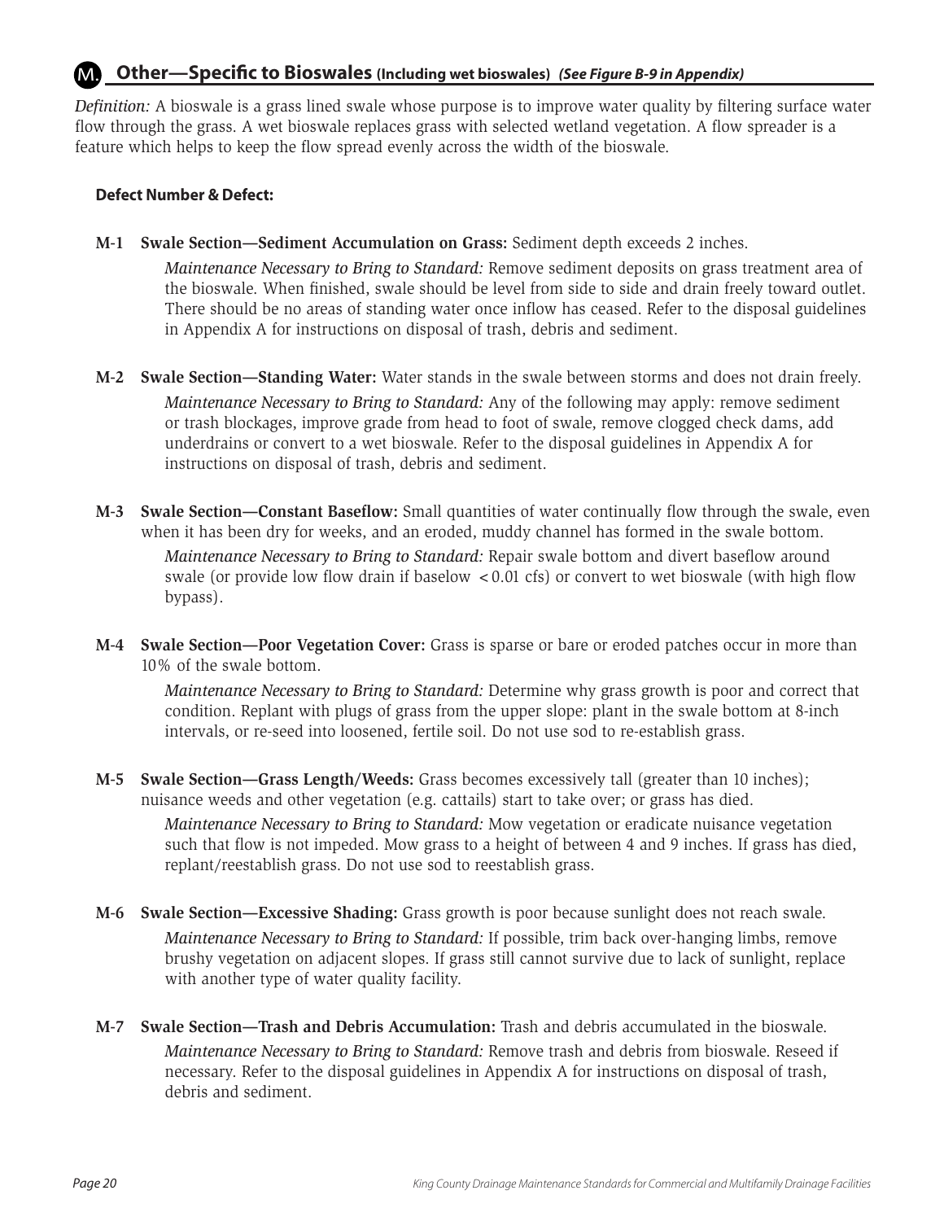## M. Other—Specific to Bioswales (Including wet bioswales) *(See Figure B-9 in Appendix)*

*Definition:* A bioswale is a grass lined swale whose purpose is to improve water quality by filtering surface water flow through the grass. A wet bioswale replaces grass with selected wetland vegetation. A flow spreader is a feature which helps to keep the flow spread evenly across the width of the bioswale.

**Defect Number & Defect:**

**M-1 Swale Section—Sediment Accumulation on Grass:** Sediment depth exceeds 2 inches.

*Maintenance Necessary to Bring to Standard:* Remove sediment deposits on grass treatment area of the bioswale. When finished, swale should be level from side to side and drain freely toward outlet. There should be no areas of standing water once inflow has ceased. Refer to the disposal guidelines in Appendix A for instructions on disposal of trash, debris and sediment.

**M-2 Swale Section—Standing Water:** Water stands in the swale between storms and does not drain freely.

*Maintenance Necessary to Bring to Standard:* Any of the following may apply: remove sediment or trash blockages, improve grade from head to foot of swale, remove clogged check dams, add underdrains or convert to a wet bioswale. Refer to the disposal guidelines in Appendix A for instructions on disposal of trash, debris and sediment.

**M-3 Swale Section—Constant Baseflow:** Small quantities of water continually flow through the swale, even when it has been dry for weeks, and an eroded, muddy channel has formed in the swale bottom.

*Maintenance Necessary to Bring to Standard:* Repair swale bottom and divert baseflow around swale (or provide low flow drain if baselow < 0.01 cfs) or convert to wet bioswale (with high flow bypass).

**M-4 Swale Section—Poor Vegetation Cover:** Grass is sparse or bare or eroded patches occur in more than 10% of the swale bottom.

*Maintenance Necessary to Bring to Standard:* Determine why grass growth is poor and correct that condition. Replant with plugs of grass from the upper slope: plant in the swale bottom at 8-inch intervals, or re-seed into loosened, fertile soil. Do not use sod to re-establish grass.

**M-5 Swale Section—Grass Length/Weeds:** Grass becomes excessively tall (greater than 10 inches); nuisance weeds and other vegetation (e.g. cattails) start to take over; or grass has died.

*Maintenance Necessary to Bring to Standard:* Mow vegetation or eradicate nuisance vegetation such that flow is not impeded. Mow grass to a height of between 4 and 9 inches. If grass has died, replant/reestablish grass. Do not use sod to reestablish grass.

**M-6 Swale Section—Excessive Shading:** Grass growth is poor because sunlight does not reach swale.

*Maintenance Necessary to Bring to Standard:* If possible, trim back over-hanging limbs, remove brushy vegetation on adjacent slopes. If grass still cannot survive due to lack of sunlight, replace with another type of water quality facility.

**M-7 Swale Section—Trash and Debris Accumulation:** Trash and debris accumulated in the bioswale.

*Maintenance Necessary to Bring to Standard:* Remove trash and debris from bioswale. Reseed if necessary. Refer to the disposal guidelines in Appendix A for instructions on disposal of trash, debris and sediment.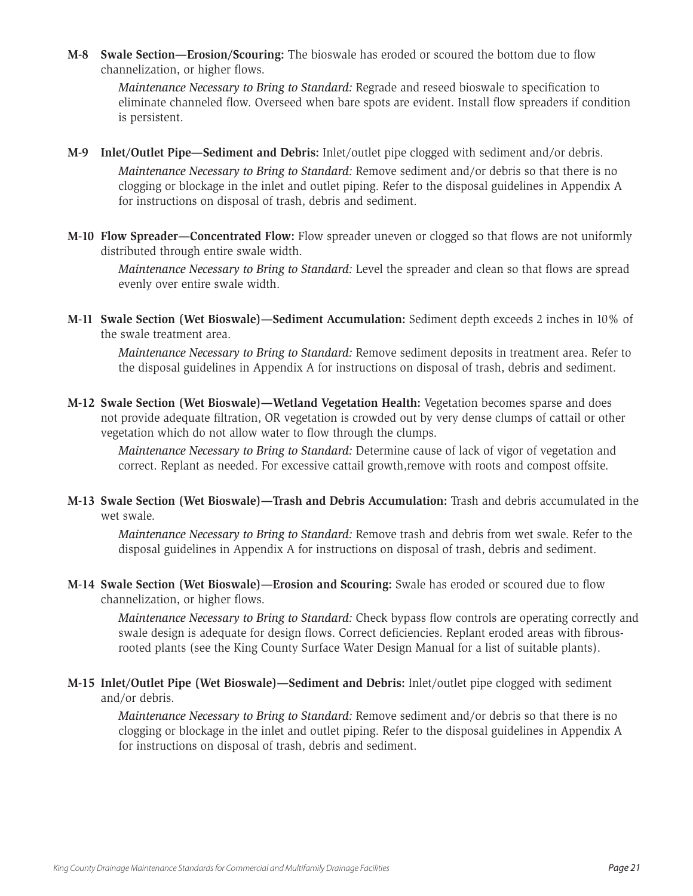**M-8 Swale Section—Erosion/Scouring:** The bioswale has eroded or scoured the bottom due to flow channelization, or higher flows.

*Maintenance Necessary to Bring to Standard:* Regrade and reseed bioswale to specification to eliminate channeled flow. Overseed when bare spots are evident. Install flow spreaders if condition is persistent.

**M-9 Inlet/Outlet Pipe—Sediment and Debris:** Inlet/outlet pipe clogged with sediment and/or debris.

*Maintenance Necessary to Bring to Standard:* Remove sediment and/or debris so that there is no clogging or blockage in the inlet and outlet piping. Refer to the disposal guidelines in Appendix A for instructions on disposal of trash, debris and sediment.

**M-10 Flow Spreader—Concentrated Flow:** Flow spreader uneven or clogged so that flows are not uniformly distributed through entire swale width.

*Maintenance Necessary to Bring to Standard:* Level the spreader and clean so that flows are spread evenly over entire swale width.

**M-11 Swale Section (Wet Bioswale)—Sediment Accumulation:** Sediment depth exceeds 2 inches in 10% of the swale treatment area.

*Maintenance Necessary to Bring to Standard:* Remove sediment deposits in treatment area. Refer to the disposal guidelines in Appendix A for instructions on disposal of trash, debris and sediment.

**M-12 Swale Section (Wet Bioswale)—Wetland Vegetation Health:** Vegetation becomes sparse and does not provide adequate filtration, OR vegetation is crowded out by very dense clumps of cattail or other vegetation which do not allow water to flow through the clumps.

*Maintenance Necessary to Bring to Standard:* Determine cause of lack of vigor of vegetation and correct. Replant as needed. For excessive cattail growth,remove with roots and compost offsite.

**M-13 Swale Section (Wet Bioswale)—Trash and Debris Accumulation:** Trash and debris accumulated in the wet swale.

*Maintenance Necessary to Bring to Standard:* Remove trash and debris from wet swale. Refer to the disposal guidelines in Appendix A for instructions on disposal of trash, debris and sediment.

**M-14 Swale Section (Wet Bioswale)—Erosion and Scouring:** Swale has eroded or scoured due to flow channelization, or higher flows.

*Maintenance Necessary to Bring to Standard:* Check bypass flow controls are operating correctly and swale design is adequate for design flows. Correct deficiencies. Replant eroded areas with fibrous-rooted plants (see the King County Surface Water Design Manual for a list of suitable plants).

**M-15 Inlet/Outlet Pipe (Wet Bioswale)—Sediment and Debris:** Inlet/outlet pipe clogged with sediment and/or debris.

*Maintenance Necessary to Bring to Standard:* Remove sediment and/or debris so that there is no clogging or blockage in the inlet and outlet piping. Refer to the disposal guidelines in Appendix A for instructions on disposal of trash, debris and sediment.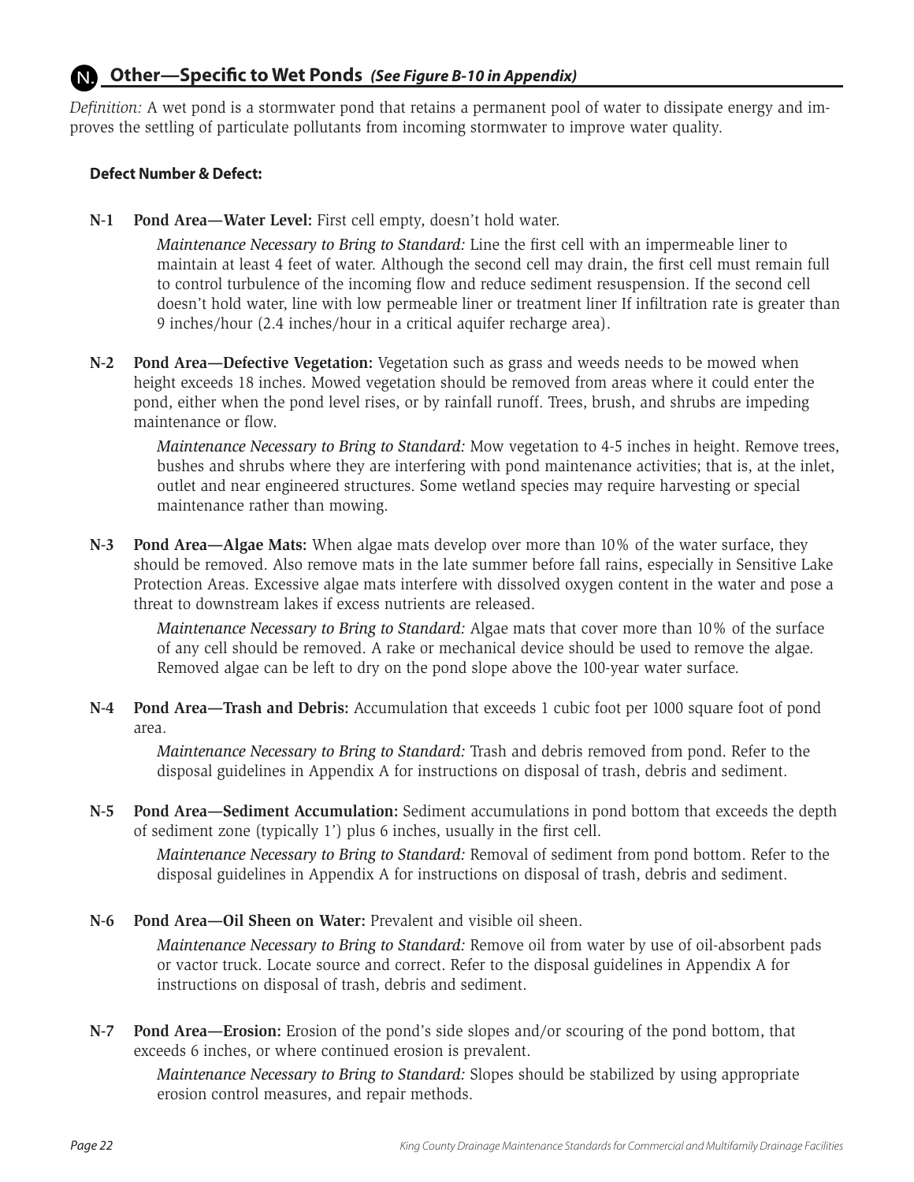## N. Other—Specific to Wet Ponds *(See Figure B-10 in Appendix)*

*Definition:* A wet pond is a stormwater pond that retains a permanent pool of water to dissipate energy and improves the settling of particulate pollutants from incoming stormwater to improve water quality.

**Defect Number & Defect:**

**N-1 Pond Area—Water Level:** First cell empty, doesn't hold water.

*Maintenance Necessary to Bring to Standard:* Line the first cell with an impermeable liner to maintain at least 4 feet of water. Although the second cell may drain, the first cell must remain full to control turbulence of the incoming flow and reduce sediment resuspension. If the second cell doesn't hold water, line with low permeable liner or treatment liner If infiltration rate is greater than 9 inches/hour (2.4 inches/hour in a critical aquifer recharge area).

**N-2 Pond Area—Defective Vegetation:** Vegetation such as grass and weeds needs to be mowed when height exceeds 18 inches. Mowed vegetation should be removed from areas where it could enter the pond, either when the pond level rises, or by rainfall runoff. Trees, brush, and shrubs are impeding maintenance or flow.

*Maintenance Necessary to Bring to Standard:* Mow vegetation to 4-5 inches in height. Remove trees, bushes and shrubs where they are interfering with pond maintenance activities; that is, at the inlet, outlet and near engineered structures. Some wetland species may require harvesting or special maintenance rather than mowing.

**N-3 Pond Area—Algae Mats:** When algae mats develop over more than 10% of the water surface, they should be removed. Also remove mats in the late summer before fall rains, especially in Sensitive Lake Protection Areas. Excessive algae mats interfere with dissolved oxygen content in the water and pose a threat to downstream lakes if excess nutrients are released.

*Maintenance Necessary to Bring to Standard:* Algae mats that cover more than 10% of the surface of any cell should be removed. A rake or mechanical device should be used to remove the algae. Removed algae can be left to dry on the pond slope above the 100-year water surface.

**N-4 Pond Area—Trash and Debris:** Accumulation that exceeds 1 cubic foot per 1000 square foot of pond area.

*Maintenance Necessary to Bring to Standard:* Trash and debris removed from pond. Refer to the disposal guidelines in Appendix A for instructions on disposal of trash, debris and sediment.

**N-5 Pond Area—Sediment Accumulation:** Sediment accumulations in pond bottom that exceeds the depth of sediment zone (typically 1') plus 6 inches, usually in the first cell.

*Maintenance Necessary to Bring to Standard:* Removal of sediment from pond bottom. Refer to the disposal guidelines in Appendix A for instructions on disposal of trash, debris and sediment.

**N-6 Pond Area—Oil Sheen on Water:** Prevalent and visible oil sheen.

*Maintenance Necessary to Bring to Standard:* Remove oil from water by use of oil-absorbent pads or vactor truck. Locate source and correct. Refer to the disposal guidelines in Appendix A for instructions on disposal of trash, debris and sediment.

**N-7 Pond Area—Erosion:** Erosion of the pond's side slopes and/or scouring of the pond bottom, that exceeds 6 inches, or where continued erosion is prevalent.

*Maintenance Necessary to Bring to Standard:* Slopes should be stabilized by using appropriate erosion control measures, and repair methods.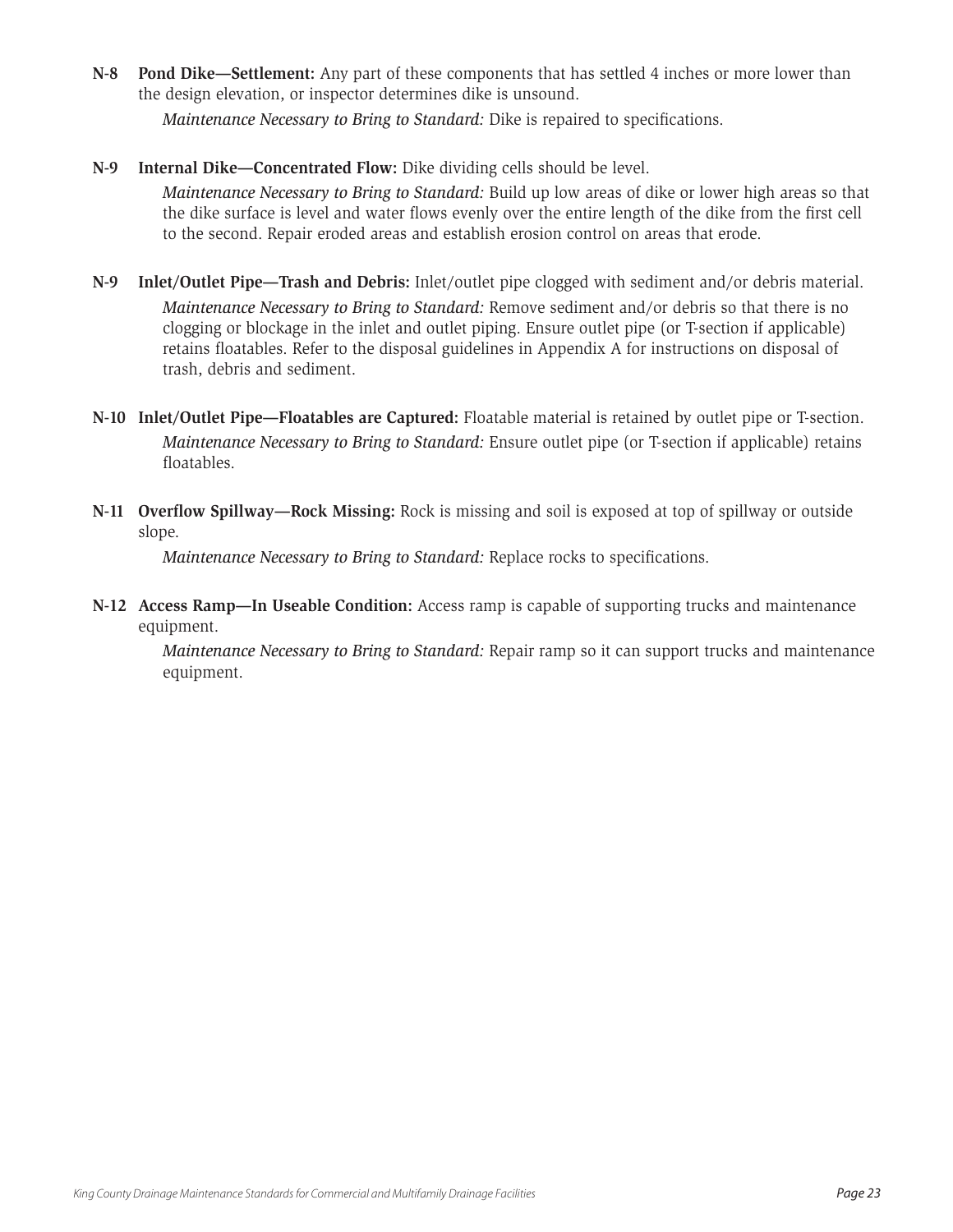**N-8 Pond Dike—Settlement:** Any part of these components that has settled 4 inches or more lower than the design elevation, or inspector determines dike is unsound.

*Maintenance Necessary to Bring to Standard:* Dike is repaired to specifications.

**N-9 Internal Dike—Concentrated Flow:** Dike dividing cells should be level.

*Maintenance Necessary to Bring to Standard:* Build up low areas of dike or lower high areas so that the dike surface is level and water flows evenly over the entire length of the dike from the first cell to the second. Repair eroded areas and establish erosion control on areas that erode.

**N-9 Inlet/Outlet Pipe—Trash and Debris:** Inlet/outlet pipe clogged with sediment and/or debris material.

*Maintenance Necessary to Bring to Standard:* Remove sediment and/or debris so that there is no clogging or blockage in the inlet and outlet piping. Ensure outlet pipe (or T-section if applicable) retains floatables. Refer to the disposal guidelines in Appendix A for instructions on disposal of trash, debris and sediment.

**N-10 Inlet/Outlet Pipe—Floatables are Captured:** Floatable material is retained by outlet pipe or T-section.

*Maintenance Necessary to Bring to Standard:* Ensure outlet pipe (or T-section if applicable) retains floatables.

**N-11 Overflow Spillway—Rock Missing:** Rock is missing and soil is exposed at top of spillway or outside slope.

*Maintenance Necessary to Bring to Standard:* Replace rocks to specifications.

**N-12 Access Ramp—In Useable Condition:** Access ramp is capable of supporting trucks and maintenance equipment.

*Maintenance Necessary to Bring to Standard:* Repair ramp so it can support trucks and maintenance equipment.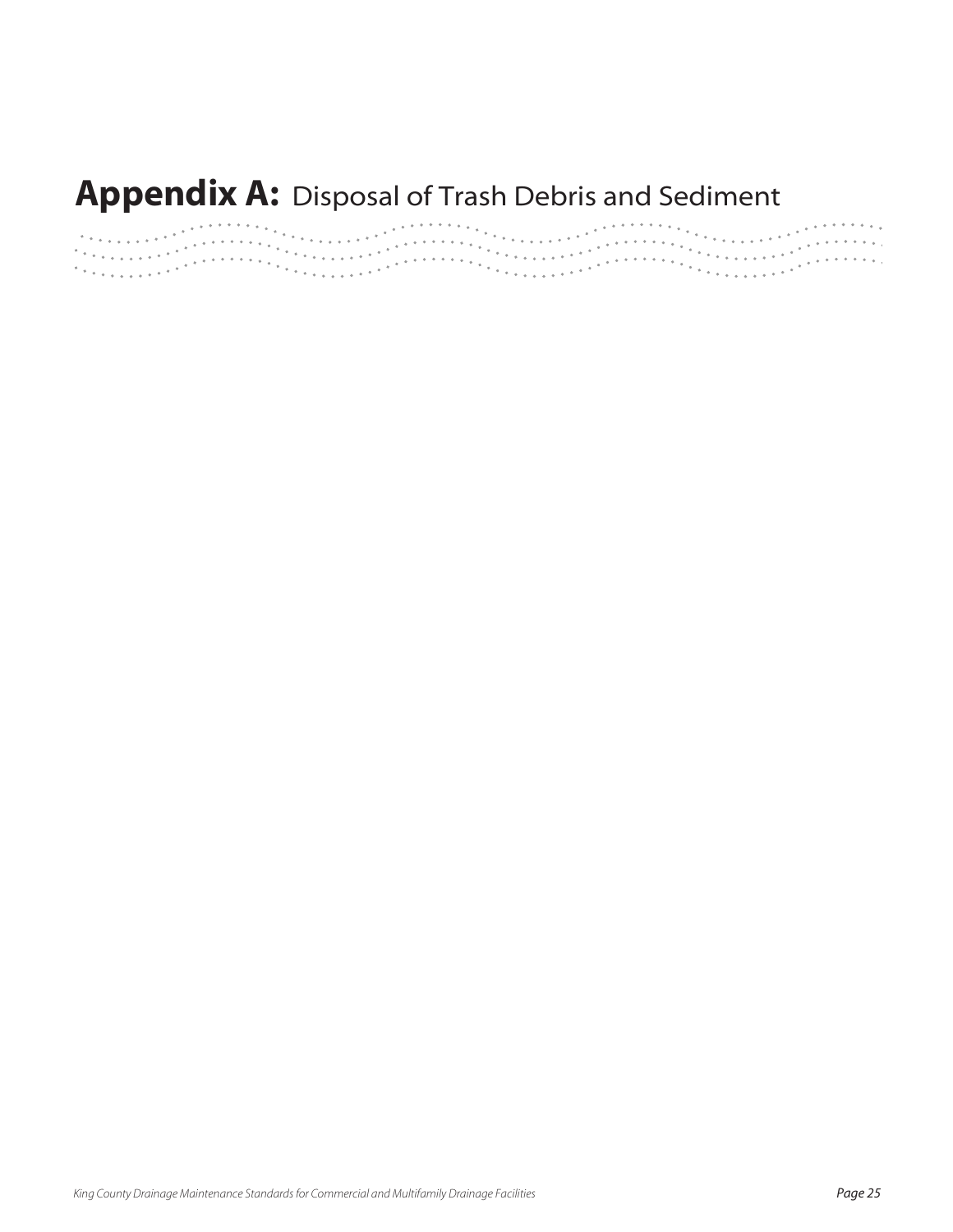# **Appendix A:** Disposal of Trash Debris and Sediment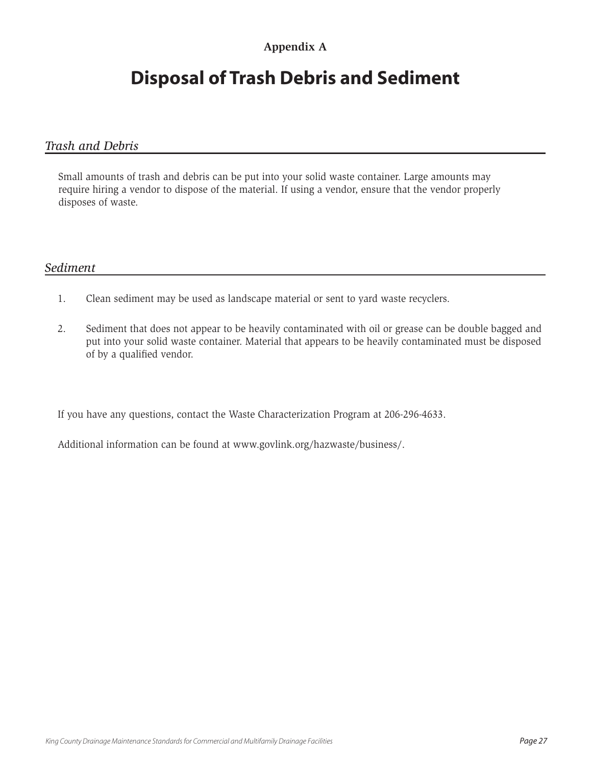**Appendix A**

# Disposal of Trash Debris and Sediment

## *Trash and Debris*

Small amounts of trash and debris can be put into your solid waste container. Large amounts may require hiring a vendor to dispose of the material. If using a vendor, ensure that the vendor properly disposes of waste.

## *Sediment*

1. Clean sediment may be used as landscape material or sent to yard waste recyclers.

2. Sediment that does not appear to be heavily contaminated with oil or grease can be double bagged and put into your solid waste container. Material that appears to be heavily contaminated must be disposed of by a qualified vendor.

If you have any questions, contact the Waste Characterization Program at 206-296-4633.

Additional information can be found at www.govlink.org/hazwaste/business/.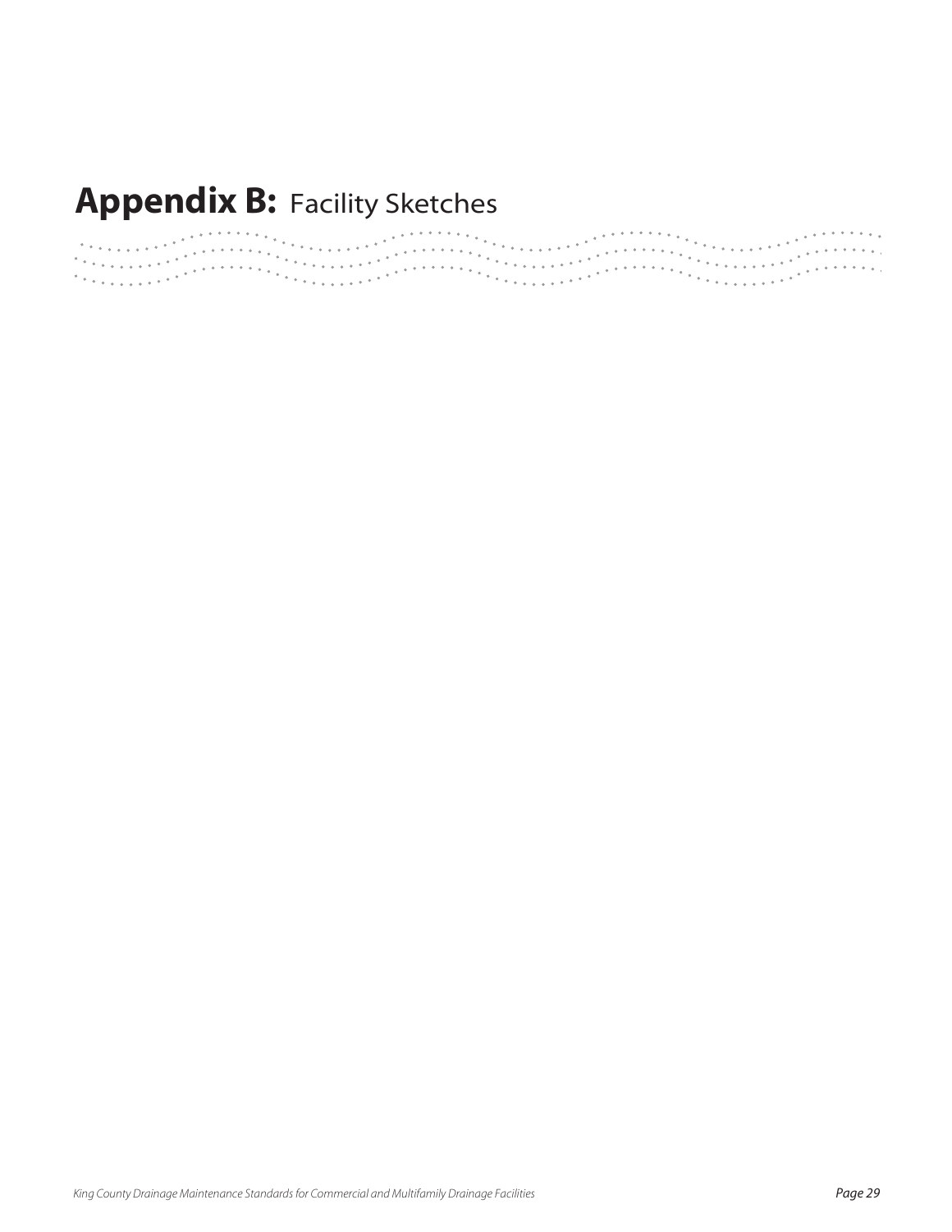# **Appendix B:** Facility Sketches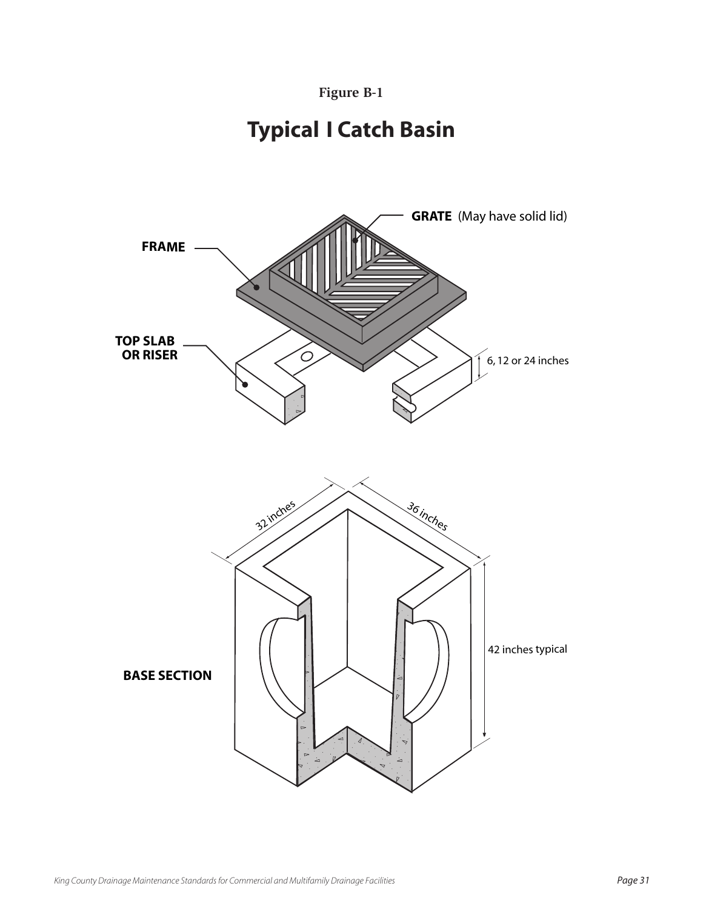Figure B-1

# Typical I Catch Basin

GRATE (May have solid lid)

FRAME

TOP SLAB OR RISER

6, 12 or 24 inches

32 inches

36 inches

42 inches typical

BASE SECTION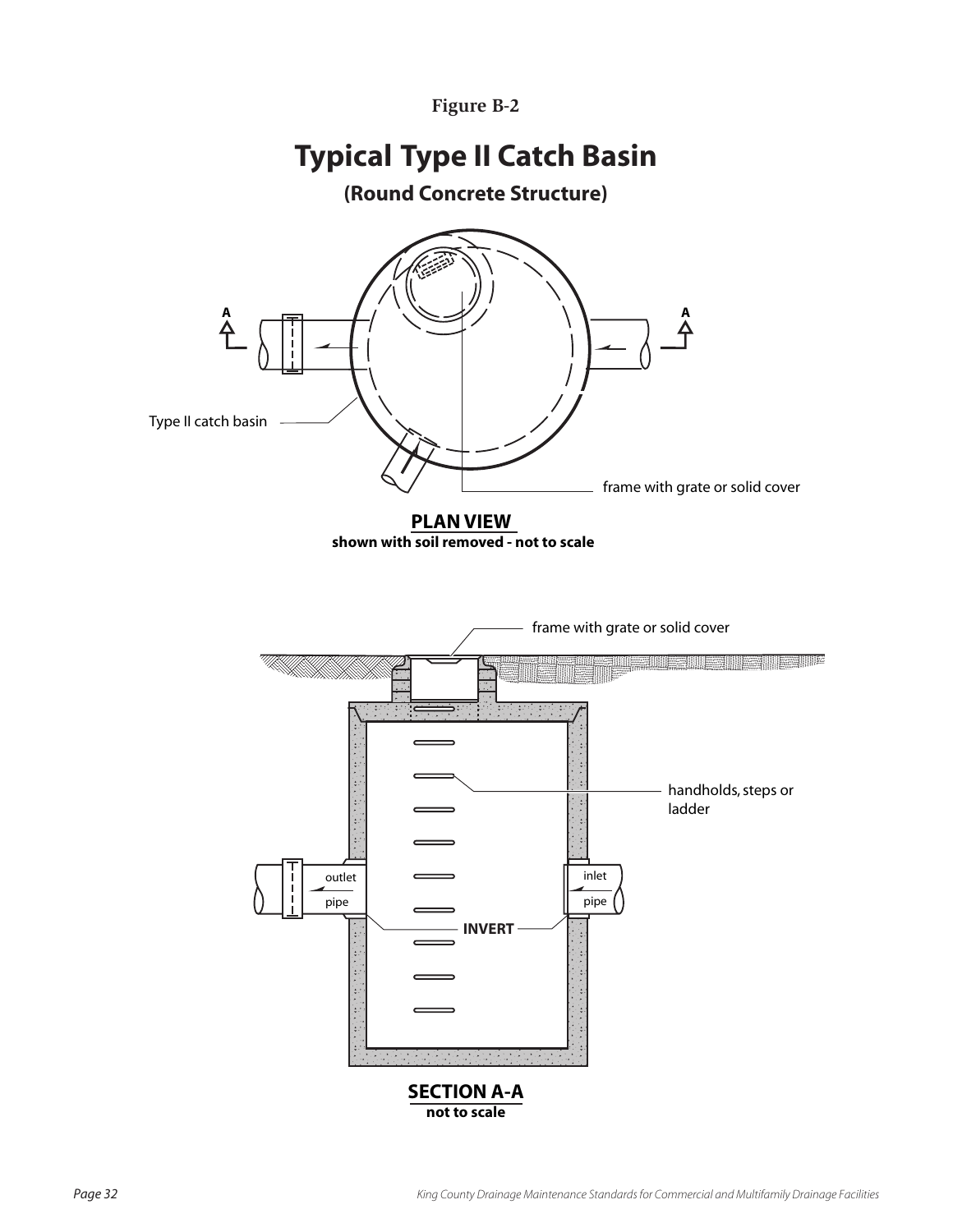Figure B-2

# Typical Type II Catch Basin

## (Round Concrete Structure)

Type II catch basin

frame with grate or solid cover

**PLAN VIEW**
**shown with soil removed - not to scale**

frame with grate or solid cover

handholds, steps or ladder

outlet pipe

inlet pipe

**INVERT**

**SECTION A-A**
**not to scale**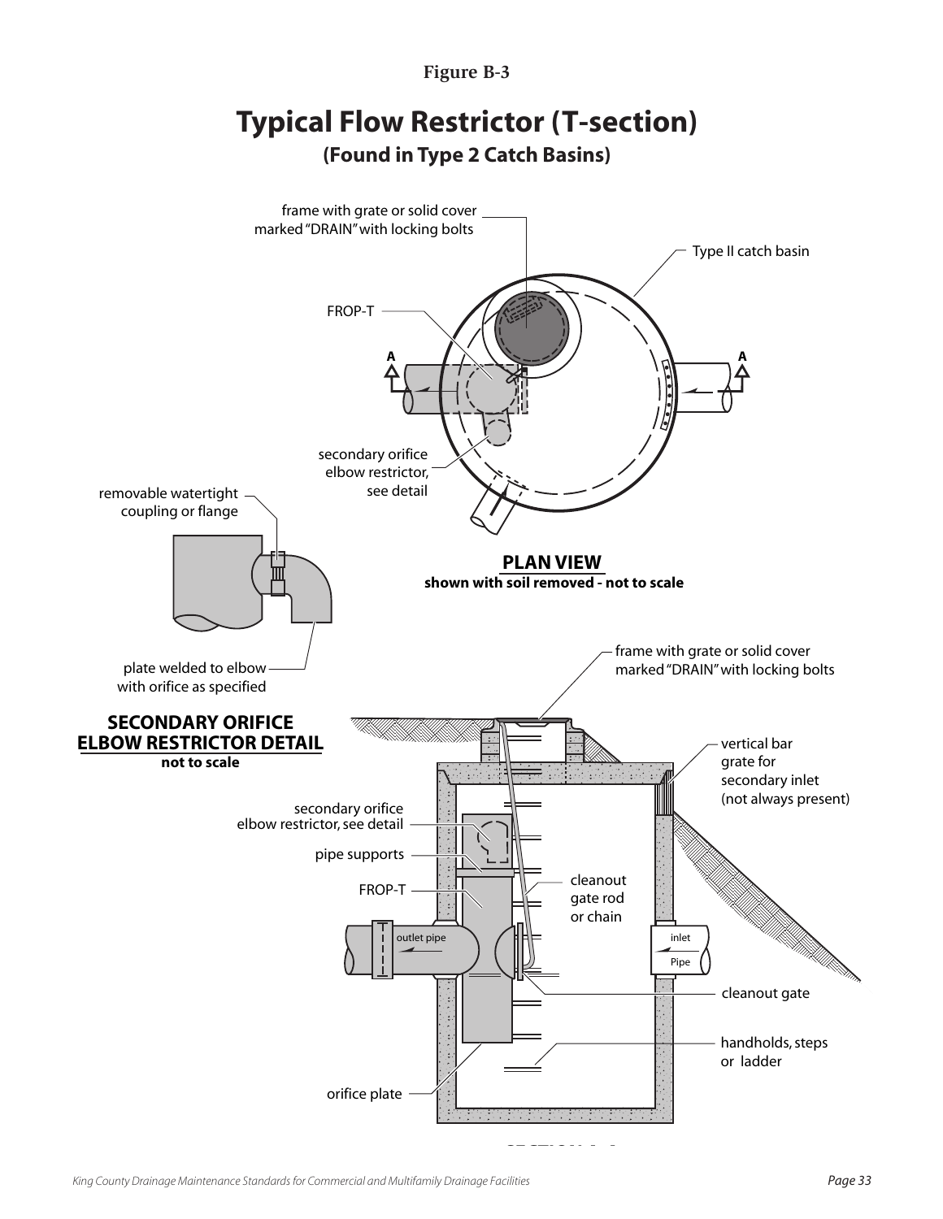**Figure B-3**

# Typical Flow Restrictor (T-section)

## (Found in Type 2 Catch Basins)

frame with grate or solid cover marked "DRAIN" with locking bolts

Type II catch basin

FROP-T

A

A

secondary orifice elbow restrictor, see detail

removable watertight coupling or flange

**PLAN VIEW**
**shown with soil removed - not to scale**

plate welded to elbow with orifice as specified

**SECONDARY ORIFICE ELBOW RESTRICTOR DETAIL**
**not to scale**

frame with grate or solid cover marked "DRAIN" with locking bolts

vertical bar grate for secondary inlet (not always present)

secondary orifice elbow restrictor, see detail

pipe supports

FROP-T

cleanout gate rod or chain

outlet pipe

inlet Pipe

cleanout gate

handholds, steps or ladder

orifice plate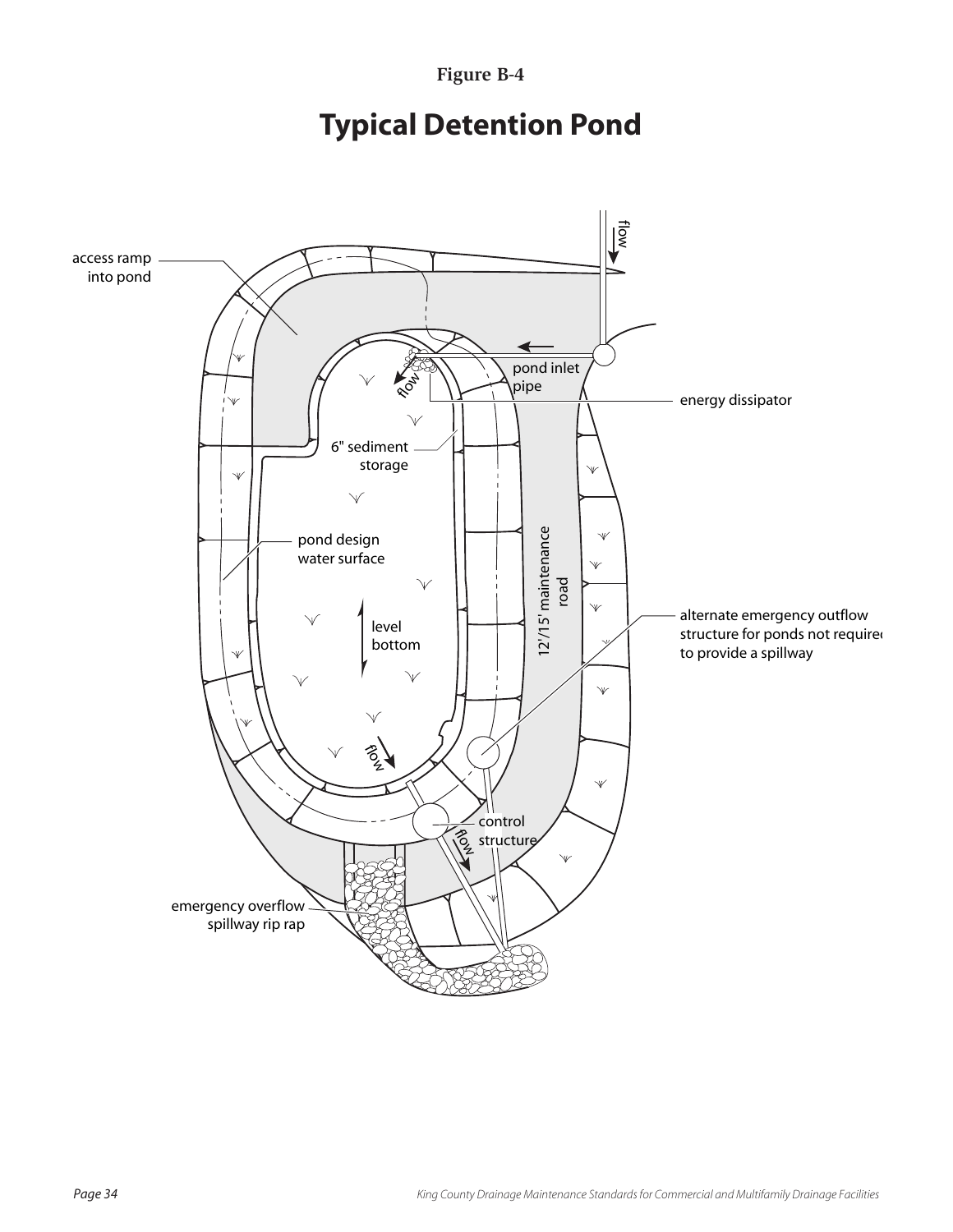**Figure B-4**

# Typical Detention Pond

access ramp into pond

flow

pond inlet pipe

energy dissipator

flow

6" sediment storage

pond design water surface

level bottom

12'/15' maintenance road

alternate emergency outflow structure for ponds not required to provide a spillway

flow

control structure

flow

emergency overflow spillway rip rap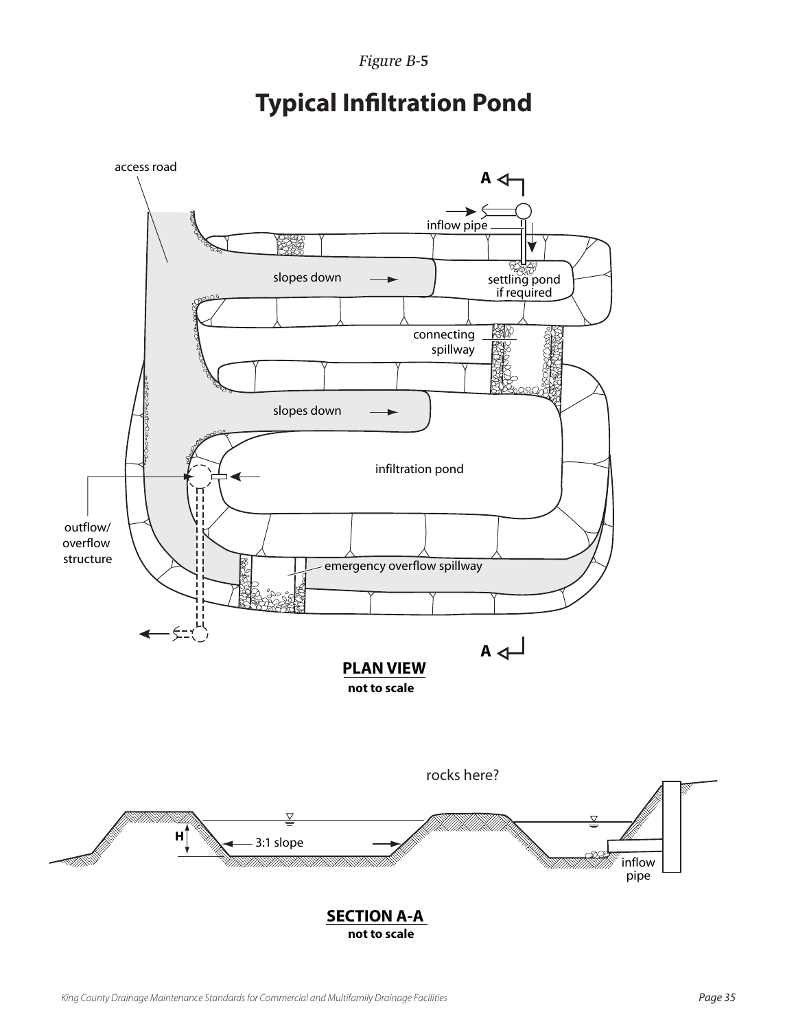*Figure B-5*

# Typical Infiltration Pond

access road

A

inflow pipe

slopes down

settling pond if required

connecting spillway

slopes down

infiltration pond

outflow/ overflow structure

emergency overflow spillway

A

**PLAN VIEW**
**not to scale**

rocks here?

H

3:1 slope

inflow pipe

**SECTION A-A**
**not to scale**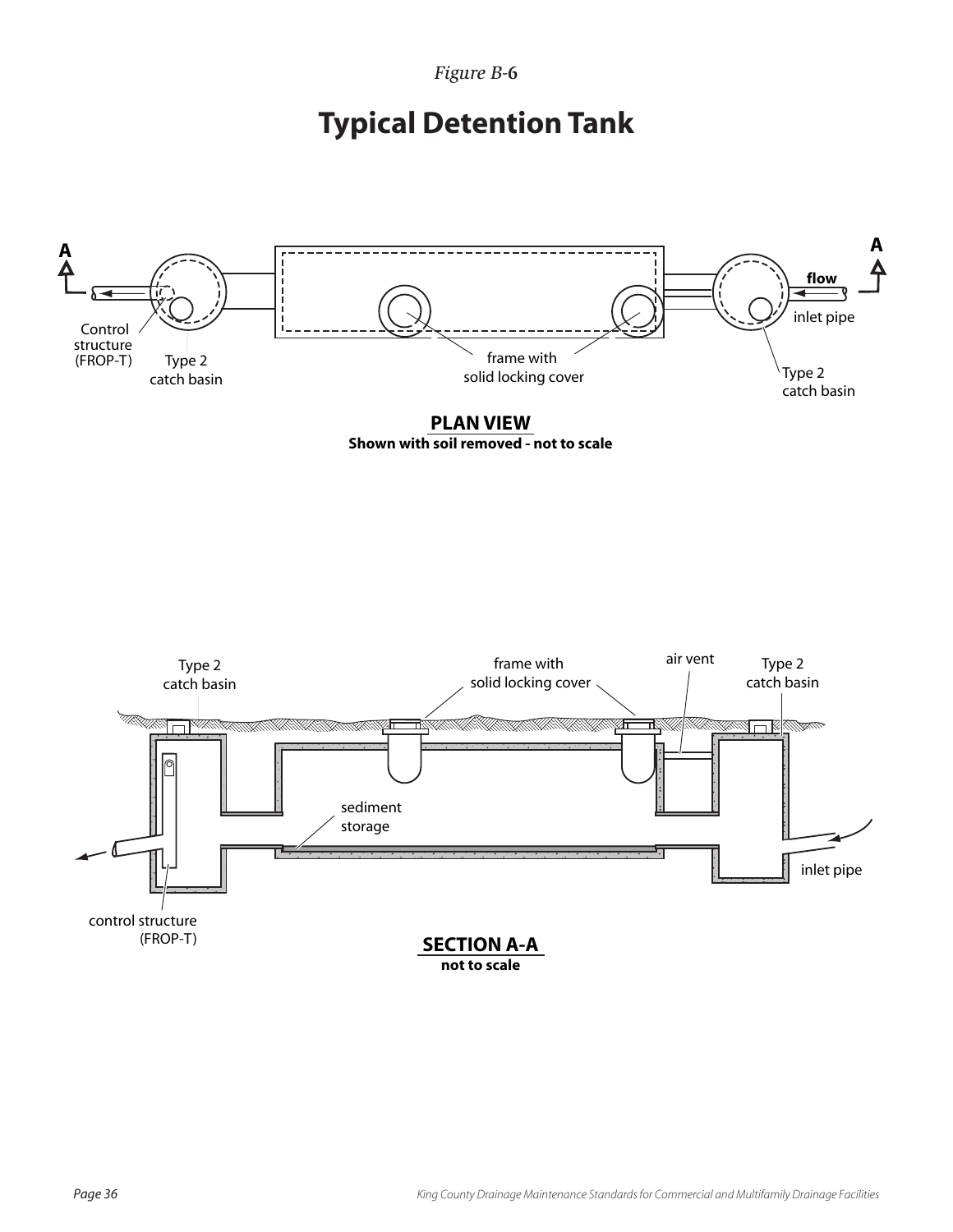*Figure B-6*

# Typical Detention Tank

A

A

flow

inlet pipe

Control structure (FROP-T)

Type 2 catch basin

frame with solid locking cover

Type 2 catch basin

**PLAN VIEW**
**Shown with soil removed - not to scale**

Type 2 catch basin

frame with solid locking cover

air vent

Type 2 catch basin

sediment storage

inlet pipe

control structure (FROP-T)

**SECTION A-A**
**not to scale**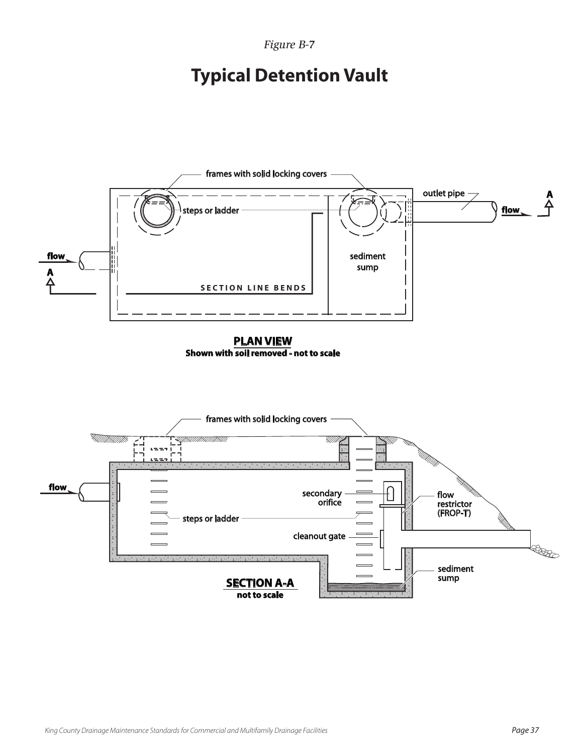*Figure B-7*

# Typical Detention Vault

frames with solid locking covers

steps or ladder

outlet pipe

flow

A

flow

A

sediment sump

SECTION LINE BENDS

**PLAN VIEW**
**Shown with soil removed - not to scale**

frames with solid locking covers

flow

secondary orifice

flow restrictor (FROP-T)

steps or ladder

cleanout gate

sediment sump

**SECTION A-A**
**not to scale**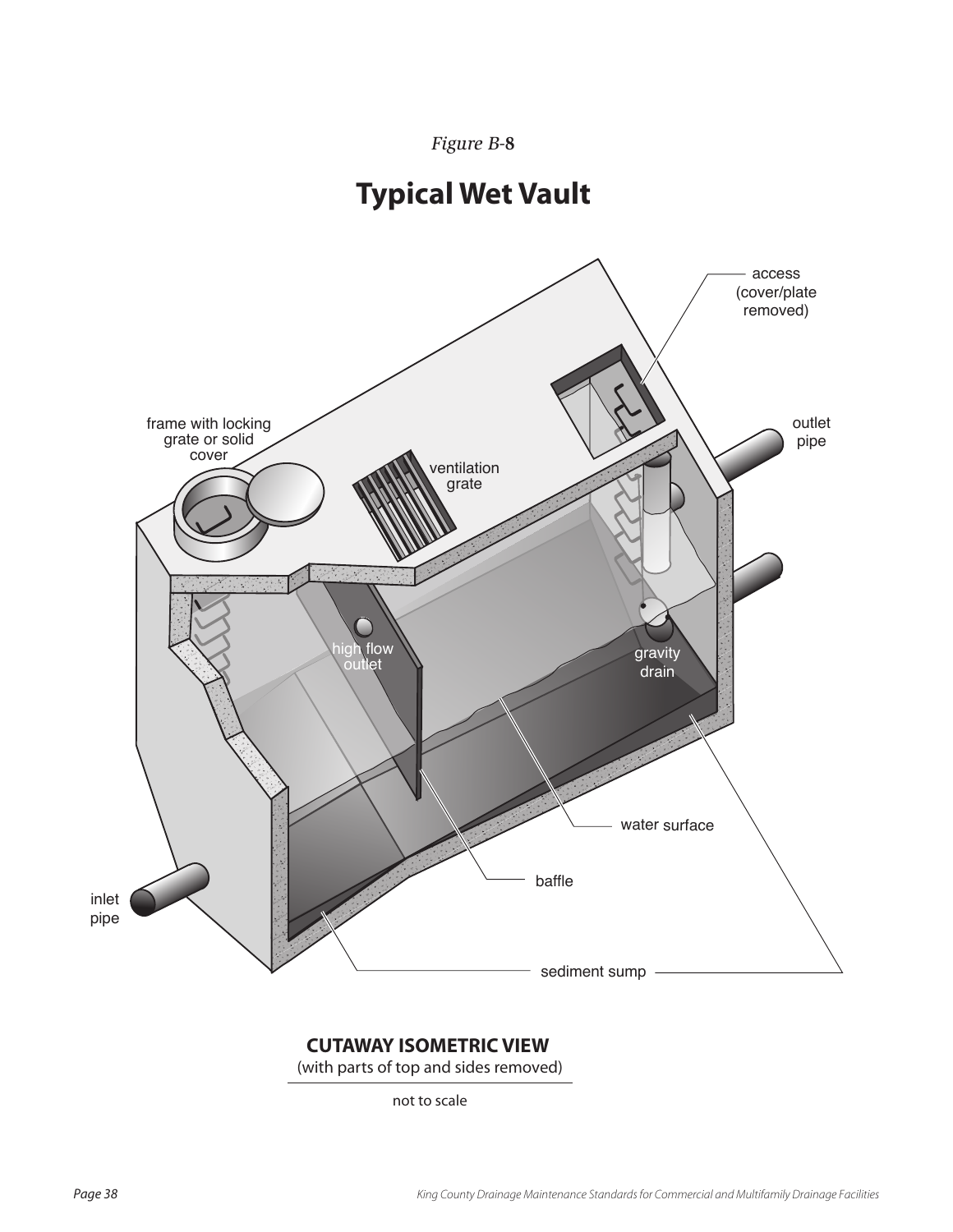*Figure B-8*

# Typical Wet Vault

access (cover/plate removed)

frame with locking grate or solid cover

ventilation grate

outlet pipe

high flow outlet

gravity drain

water surface

baffle

inlet pipe

sediment sump

**CUTAWAY ISOMETRIC VIEW**
(with parts of top and sides removed)

not to scale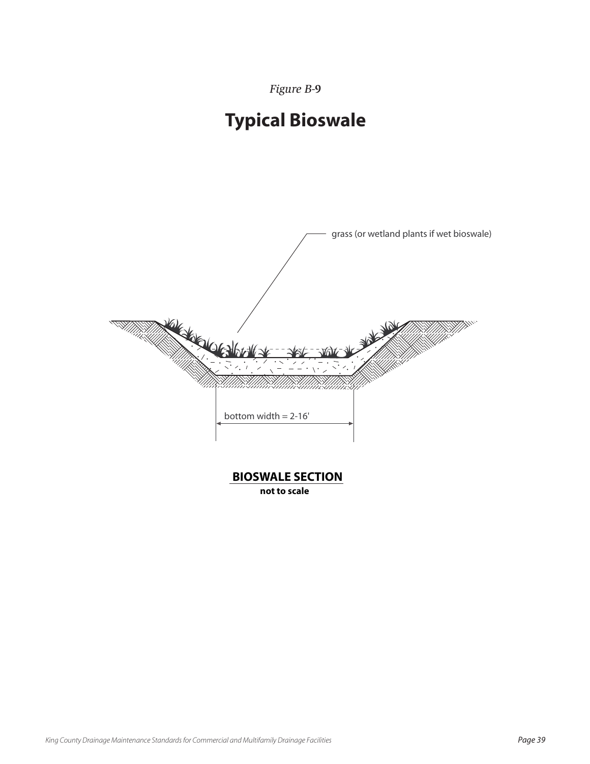*Figure B-9*

# Typical Bioswale

grass (or wetland plants if wet bioswale)

bottom width = 2-16'

**BIOSWALE SECTION**
**not to scale**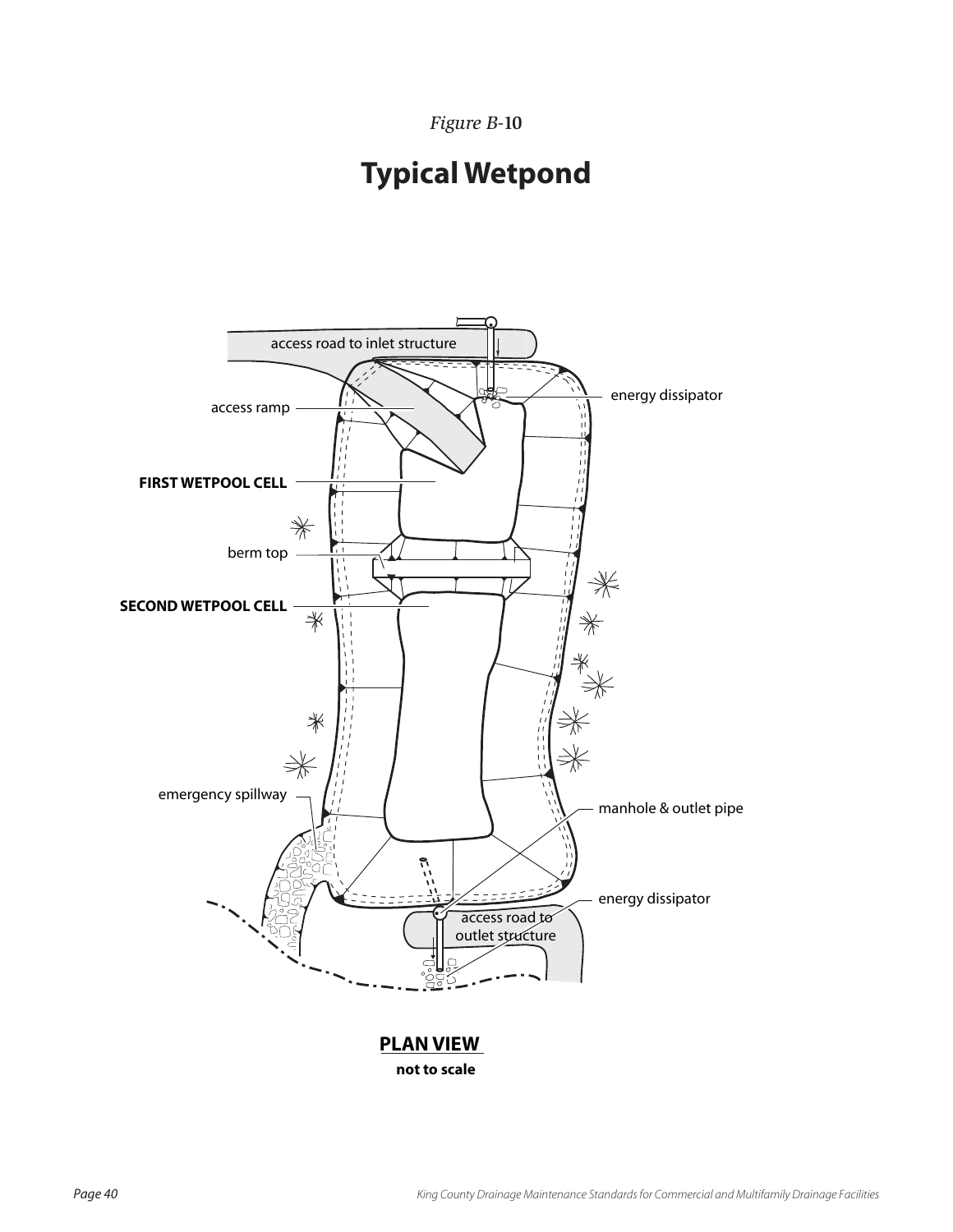*Figure B-10*

# Typical Wetpond

access road to inlet structure

energy dissipator

access ramp

**FIRST WETPOOL CELL**

berm top

**SECOND WETPOOL CELL**

emergency spillway

manhole & outlet pipe

energy dissipator

access road to outlet structure

**PLAN VIEW**

**not to scale**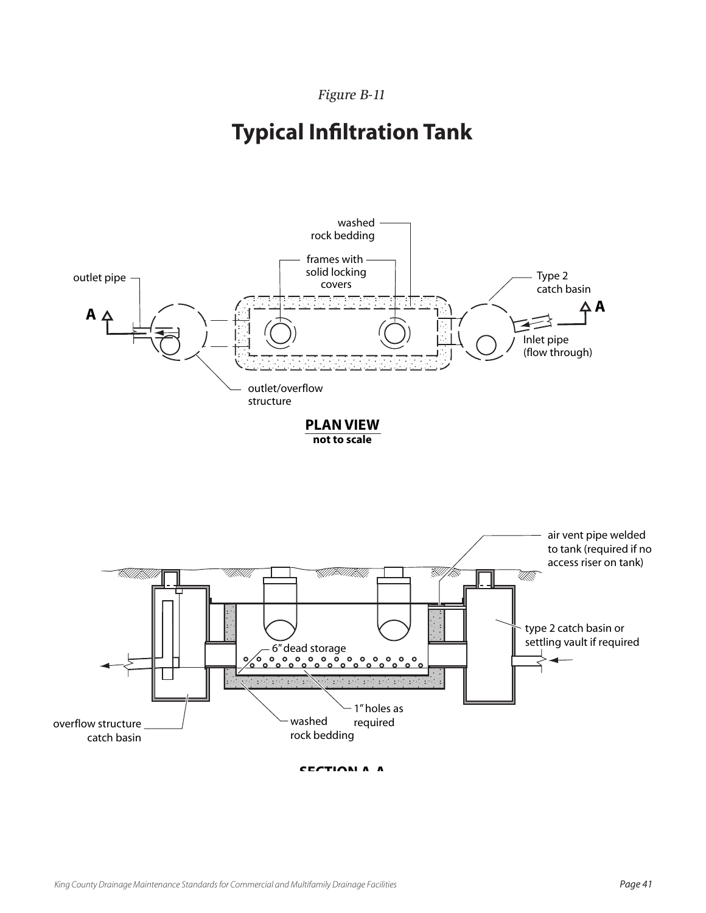*Figure B-11*

# Typical Infiltration Tank

washed rock bedding

frames with solid locking covers

outlet pipe

Type 2 catch basin

A

A

Inlet pipe (flow through)

outlet/overflow structure

**PLAN VIEW**
**not to scale**

air vent pipe welded to tank (required if no access riser on tank)

type 2 catch basin or settling vault if required

6" dead storage

overflow structure catch basin

washed rock bedding

1" holes as required

**SECTION A-A**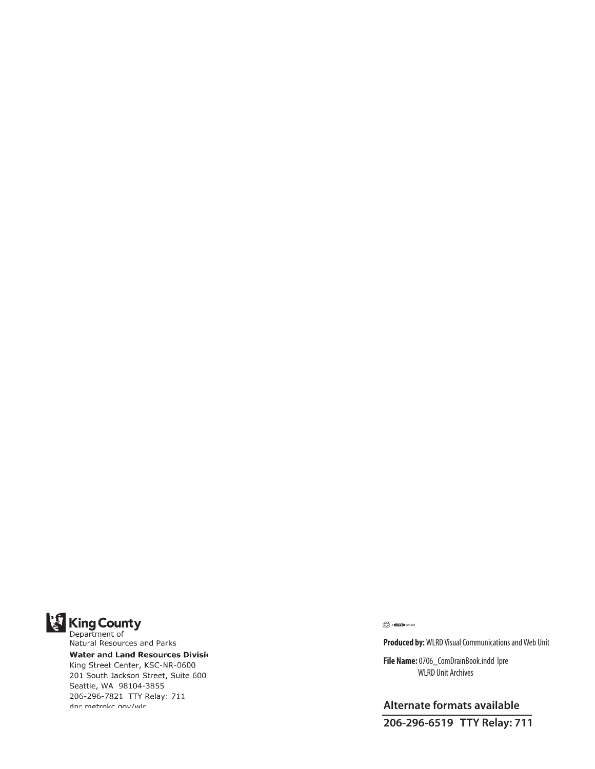**King County**
Department of
Natural Resources and Parks
**Water and Land Resources Divisi**
King Street Center, KSC-NR-0600
201 South Jackson Street, Suite 600
Seattle, WA 98104-3855
206-296-7821 TTY Relay: 711
dnr.metrokc.gov/wlr

1202M

**Produced by:** WLRD Visual Communications and Web Unit

**File Name:** 0706_ComDrainBook.indd lpre
WLRD Unit Archives

**Alternate formats available**

**206-296-6519 TTY Relay: 711**